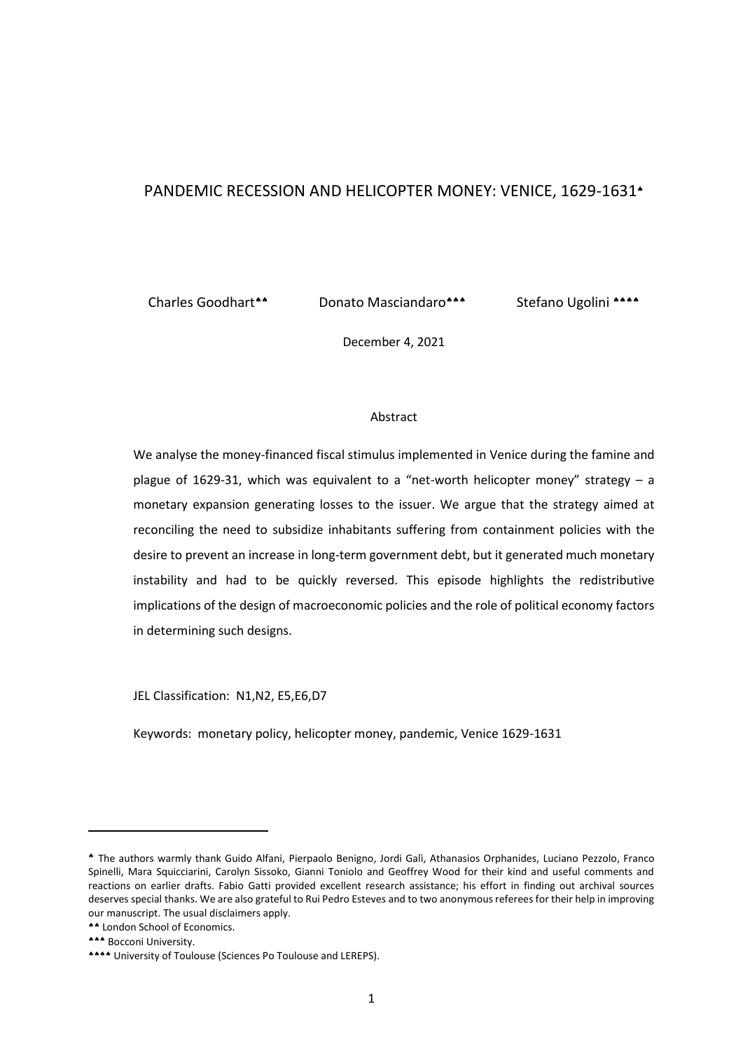# PANDEMIC RECESSION AND HELICOPTER MONEY: VENICE, 1629-1631♠

Charles Goodhart♠♠ Donato Masciandaro♠♠♠ Stefano Ugolini ♠♠♠♠

December 4, 2021

## Abstract

We analyse the money-financed fiscal stimulus implemented in Venice during the famine and plague of 1629-31, which was equivalent to a "net-worth helicopter money" strategy – a monetary expansion generating losses to the issuer. We argue that the strategy aimed at reconciling the need to subsidize inhabitants suffering from containment policies with the desire to prevent an increase in long-term government debt, but it generated much monetary instability and had to be quickly reversed. This episode highlights the redistributive implications of the design of macroeconomic policies and the role of political economy factors in determining such designs.

JEL Classification: N1,N2, E5,E6,D7

Keywords: monetary policy, helicopter money, pandemic, Venice 1629-1631

---

♠ The authors warmly thank Guido Alfani, Pierpaolo Benigno, Jordi Galì, Athanasios Orphanides, Luciano Pezzolo, Franco Spinelli, Mara Squicciarini, Carolyn Sissoko, Gianni Toniolo and Geoffrey Wood for their kind and useful comments and reactions on earlier drafts. Fabio Gatti provided excellent research assistance; his effort in finding out archival sources deserves special thanks. We are also grateful to Rui Pedro Esteves and to two anonymous referees for their help in improving our manuscript. The usual disclaimers apply.

♠♠ London School of Economics.

♠♠♠ Bocconi University.

♠♠♠♠ University of Toulouse (Sciences Po Toulouse and LEREPS).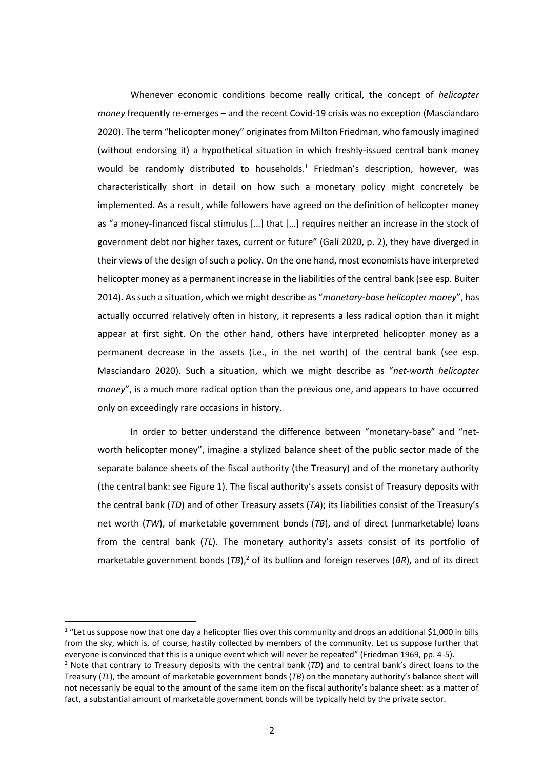Whenever economic conditions become really critical, the concept of *helicopter money* frequently re-emerges – and the recent Covid-19 crisis was no exception (Masciandaro 2020). The term "helicopter money" originates from Milton Friedman, who famously imagined (without endorsing it) a hypothetical situation in which freshly-issued central bank money would be randomly distributed to households.[1] Friedman's description, however, was characteristically short in detail on how such a monetary policy might concretely be implemented. As a result, while followers have agreed on the definition of helicopter money as "a money-financed fiscal stimulus […] that […] requires neither an increase in the stock of government debt nor higher taxes, current or future" (Galí 2020, p. 2), they have diverged in their views of the design of such a policy. On the one hand, most economists have interpreted helicopter money as a permanent increase in the liabilities of the central bank (see esp. Buiter 2014). As such a situation, which we might describe as "*monetary-base helicopter money*", has actually occurred relatively often in history, it represents a less radical option than it might appear at first sight. On the other hand, others have interpreted helicopter money as a permanent decrease in the assets (i.e., in the net worth) of the central bank (see esp. Masciandaro 2020). Such a situation, which we might describe as "*net-worth helicopter money*", is a much more radical option than the previous one, and appears to have occurred only on exceedingly rare occasions in history.

In order to better understand the difference between "monetary-base" and "net-worth helicopter money", imagine a stylized balance sheet of the public sector made of the separate balance sheets of the fiscal authority (the Treasury) and of the monetary authority (the central bank: see Figure 1). The fiscal authority's assets consist of Treasury deposits with the central bank (*TD*) and of other Treasury assets (*TA*); its liabilities consist of the Treasury's net worth (*TW*), of marketable government bonds (*TB*), and of direct (unmarketable) loans from the central bank (*TL*). The monetary authority's assets consist of its portfolio of marketable government bonds (*TB*),[2] of its bullion and foreign reserves (*BR*), and of its direct

---

[1] "Let us suppose now that one day a helicopter flies over this community and drops an additional $1,000 in bills from the sky, which is, of course, hastily collected by members of the community. Let us suppose further that everyone is convinced that this is a unique event which will never be repeated" (Friedman 1969, pp. 4-5).

[2] Note that contrary to Treasury deposits with the central bank (*TD*) and to central bank's direct loans to the Treasury (*TL*), the amount of marketable government bonds (*TB*) on the monetary authority's balance sheet will not necessarily be equal to the amount of the same item on the fiscal authority's balance sheet: as a matter of fact, a substantial amount of marketable government bonds will be typically held by the private sector.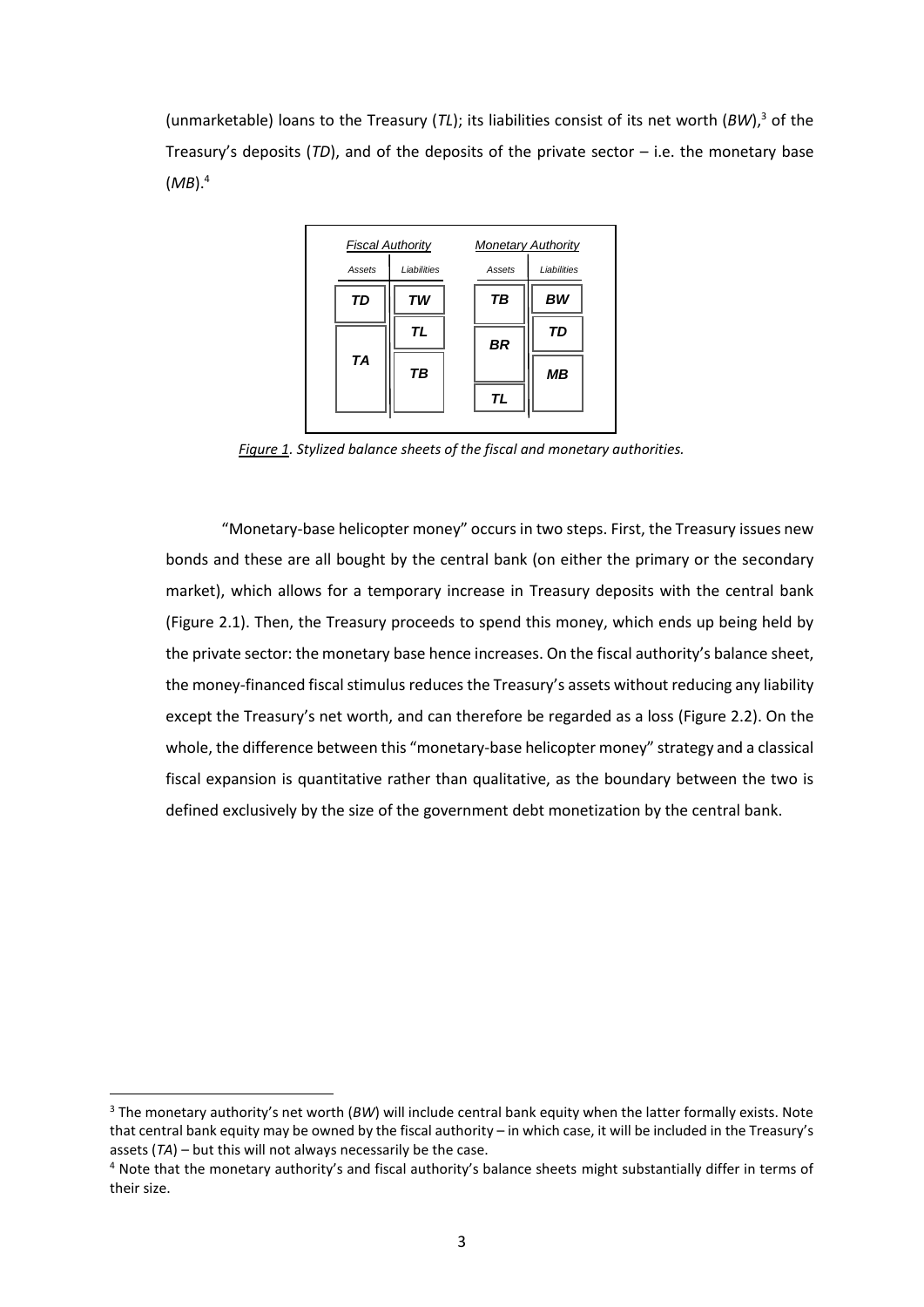(unmarketable) loans to the Treasury (*TL*); its liabilities consist of its net worth (*BW*),[3] of the Treasury's deposits (*TD*), and of the deposits of the private sector – i.e. the monetary base (*MB*).[4]

| *Fiscal Authority* | | *Monetary Authority* | |
|---|---|---|---|
| *Assets* | *Liabilities* | *Assets* | *Liabilities* |
| ***TD*** | ***TW*** | ***TB*** | ***BW*** |
| ***TA*** | ***TL*** | ***BR*** | ***TD*** |
| | ***TB*** | ***TL*** | ***MB*** |

*Figure 1. Stylized balance sheets of the fiscal and monetary authorities.*

"Monetary-base helicopter money" occurs in two steps. First, the Treasury issues new bonds and these are all bought by the central bank (on either the primary or the secondary market), which allows for a temporary increase in Treasury deposits with the central bank (Figure 2.1). Then, the Treasury proceeds to spend this money, which ends up being held by the private sector: the monetary base hence increases. On the fiscal authority's balance sheet, the money-financed fiscal stimulus reduces the Treasury's assets without reducing any liability except the Treasury's net worth, and can therefore be regarded as a loss (Figure 2.2). On the whole, the difference between this "monetary-base helicopter money" strategy and a classical fiscal expansion is quantitative rather than qualitative, as the boundary between the two is defined exclusively by the size of the government debt monetization by the central bank.

[3] The monetary authority's net worth (*BW*) will include central bank equity when the latter formally exists. Note that central bank equity may be owned by the fiscal authority – in which case, it will be included in the Treasury's assets (*TA*) – but this will not always necessarily be the case.

[4] Note that the monetary authority's and fiscal authority's balance sheets might substantially differ in terms of their size.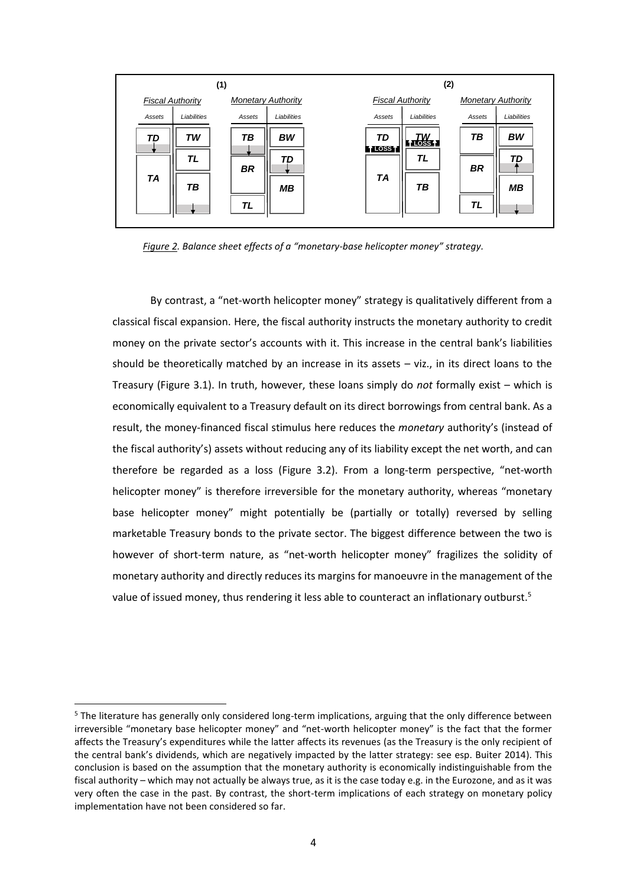| (1) | | | | (2) | | | |
|---|---|---|---|---|---|---|---|
| *Fiscal Authority* | | *Monetary Authority* | | *Fiscal Authority* | | *Monetary Authority* | |
| *Assets* | *Liabilities* | *Assets* | *Liabilities* | *Assets* | *Liabilities* | *Assets* | *Liabilities* |
| ***TD*** | ***TW*** | ***TB*** | ***BW*** | ***TD*** (LOSS) | ***TW*** (LOSS) | ***TB*** | ***BW*** |
| ***TA*** | ***TL*** | ***BR*** | ***TD*** | ***TA*** | ***TL*** | ***BR*** | ***TD*** |
| | ***TB*** | ***TL*** | ***MB*** | | ***TB*** | ***TL*** | ***MB*** |

*Figure 2. Balance sheet effects of a "monetary-base helicopter money" strategy.*

By contrast, a "net-worth helicopter money" strategy is qualitatively different from a classical fiscal expansion. Here, the fiscal authority instructs the monetary authority to credit money on the private sector's accounts with it. This increase in the central bank's liabilities should be theoretically matched by an increase in its assets – viz., in its direct loans to the Treasury (Figure 3.1). In truth, however, these loans simply do *not* formally exist – which is economically equivalent to a Treasury default on its direct borrowings from central bank. As a result, the money-financed fiscal stimulus here reduces the *monetary* authority's (instead of the fiscal authority's) assets without reducing any of its liability except the net worth, and can therefore be regarded as a loss (Figure 3.2). From a long-term perspective, "net-worth helicopter money" is therefore irreversible for the monetary authority, whereas "monetary base helicopter money" might potentially be (partially or totally) reversed by selling marketable Treasury bonds to the private sector. The biggest difference between the two is however of short-term nature, as "net-worth helicopter money" fragilizes the solidity of monetary authority and directly reduces its margins for manoeuvre in the management of the value of issued money, thus rendering it less able to counteract an inflationary outburst.[5]

[5] The literature has generally only considered long-term implications, arguing that the only difference between irreversible "monetary base helicopter money" and "net-worth helicopter money" is the fact that the former affects the Treasury's expenditures while the latter affects its revenues (as the Treasury is the only recipient of the central bank's dividends, which are negatively impacted by the latter strategy: see esp. Buiter 2014). This conclusion is based on the assumption that the monetary authority is economically indistinguishable from the fiscal authority – which may not actually be always true, as it is the case today e.g. in the Eurozone, and as it was very often the case in the past. By contrast, the short-term implications of each strategy on monetary policy implementation have not been considered so far.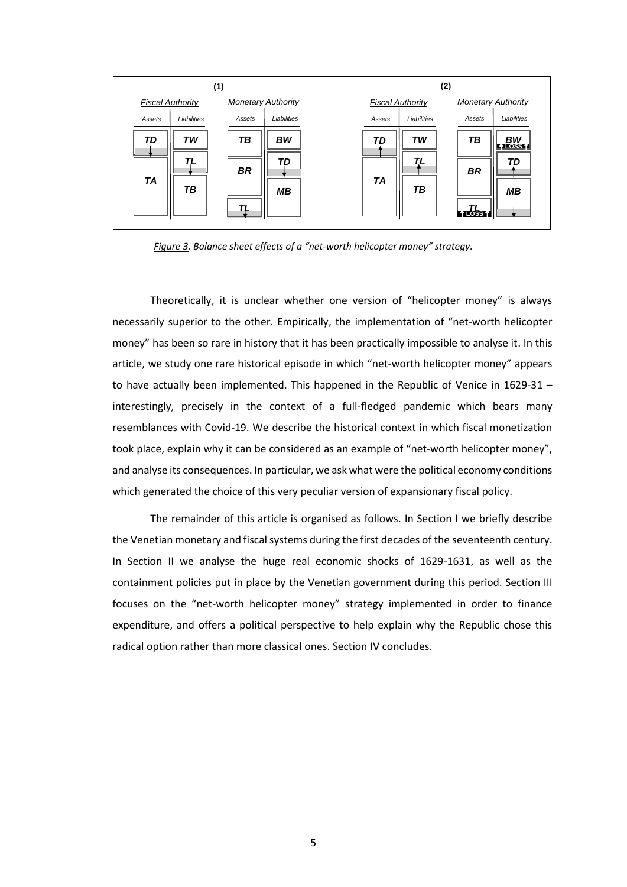| (1) | | | | (2) | | | |
|---|---|---|---|---|---|---|---|
| *Fiscal Authority* | | *Monetary Authority* | | *Fiscal Authority* | | *Monetary Authority* | |
| *Assets* | *Liabilities* | *Assets* | *Liabilities* | *Assets* | *Liabilities* | *Assets* | *Liabilities* |
| **TD** | **TW** | **TB** | **BW** | **TD** | **TW** | **TB** | **BW** LOSS |
| **TA** | **TL** | **BR** | **TD** | **TA** | **TL** | **BR** | **TD** |
| | **TB** | **TL** | **MB** | | **TB** | **TL** LOSS | **MB** |

*Figure 3. Balance sheet effects of a "net-worth helicopter money" strategy.*

Theoretically, it is unclear whether one version of "helicopter money" is always necessarily superior to the other. Empirically, the implementation of "net-worth helicopter money" has been so rare in history that it has been practically impossible to analyse it. In this article, we study one rare historical episode in which "net-worth helicopter money" appears to have actually been implemented. This happened in the Republic of Venice in 1629-31 – interestingly, precisely in the context of a full-fledged pandemic which bears many resemblances with Covid-19. We describe the historical context in which fiscal monetization took place, explain why it can be considered as an example of "net-worth helicopter money", and analyse its consequences. In particular, we ask what were the political economy conditions which generated the choice of this very peculiar version of expansionary fiscal policy.

The remainder of this article is organised as follows. In Section I we briefly describe the Venetian monetary and fiscal systems during the first decades of the seventeenth century. In Section II we analyse the huge real economic shocks of 1629-1631, as well as the containment policies put in place by the Venetian government during this period. Section III focuses on the "net-worth helicopter money" strategy implemented in order to finance expenditure, and offers a political perspective to help explain why the Republic chose this radical option rather than more classical ones. Section IV concludes.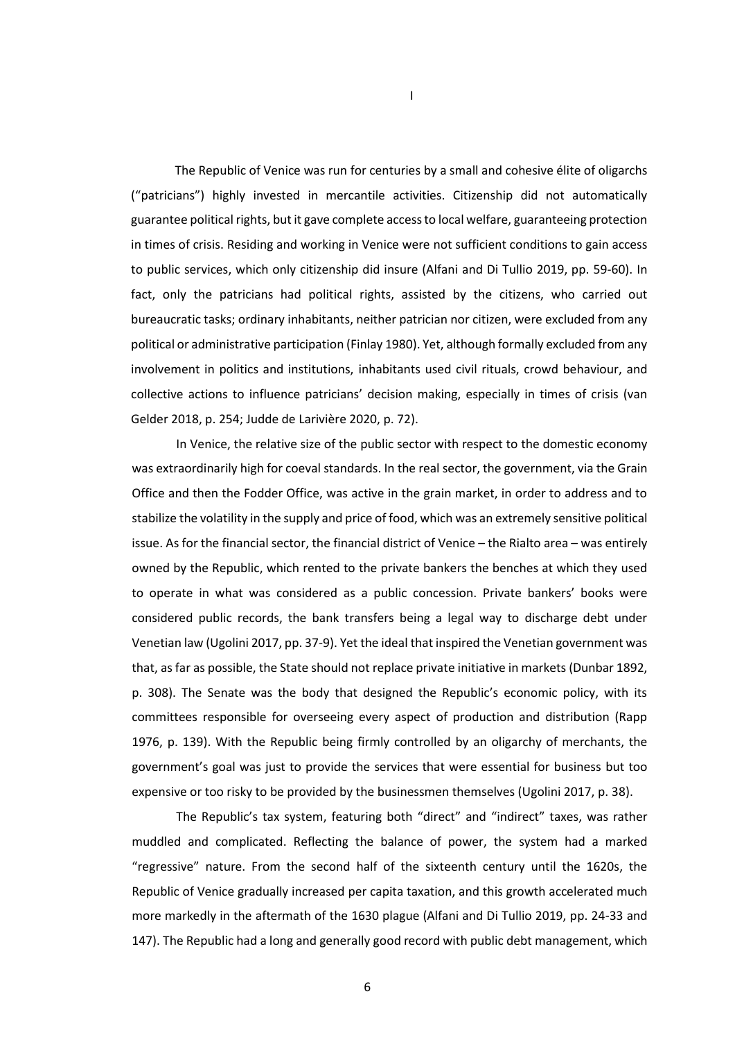# I

The Republic of Venice was run for centuries by a small and cohesive élite of oligarchs ("patricians") highly invested in mercantile activities. Citizenship did not automatically guarantee political rights, but it gave complete access to local welfare, guaranteeing protection in times of crisis. Residing and working in Venice were not sufficient conditions to gain access to public services, which only citizenship did insure (Alfani and Di Tullio 2019, pp. 59-60). In fact, only the patricians had political rights, assisted by the citizens, who carried out bureaucratic tasks; ordinary inhabitants, neither patrician nor citizen, were excluded from any political or administrative participation (Finlay 1980). Yet, although formally excluded from any involvement in politics and institutions, inhabitants used civil rituals, crowd behaviour, and collective actions to influence patricians' decision making, especially in times of crisis (van Gelder 2018, p. 254; Judde de Larivière 2020, p. 72).

In Venice, the relative size of the public sector with respect to the domestic economy was extraordinarily high for coeval standards. In the real sector, the government, via the Grain Office and then the Fodder Office, was active in the grain market, in order to address and to stabilize the volatility in the supply and price of food, which was an extremely sensitive political issue. As for the financial sector, the financial district of Venice – the Rialto area – was entirely owned by the Republic, which rented to the private bankers the benches at which they used to operate in what was considered as a public concession. Private bankers' books were considered public records, the bank transfers being a legal way to discharge debt under Venetian law (Ugolini 2017, pp. 37-9). Yet the ideal that inspired the Venetian government was that, as far as possible, the State should not replace private initiative in markets (Dunbar 1892, p. 308). The Senate was the body that designed the Republic's economic policy, with its committees responsible for overseeing every aspect of production and distribution (Rapp 1976, p. 139). With the Republic being firmly controlled by an oligarchy of merchants, the government's goal was just to provide the services that were essential for business but too expensive or too risky to be provided by the businessmen themselves (Ugolini 2017, p. 38).

The Republic's tax system, featuring both "direct" and "indirect" taxes, was rather muddled and complicated. Reflecting the balance of power, the system had a marked "regressive" nature. From the second half of the sixteenth century until the 1620s, the Republic of Venice gradually increased per capita taxation, and this growth accelerated much more markedly in the aftermath of the 1630 plague (Alfani and Di Tullio 2019, pp. 24-33 and 147). The Republic had a long and generally good record with public debt management, which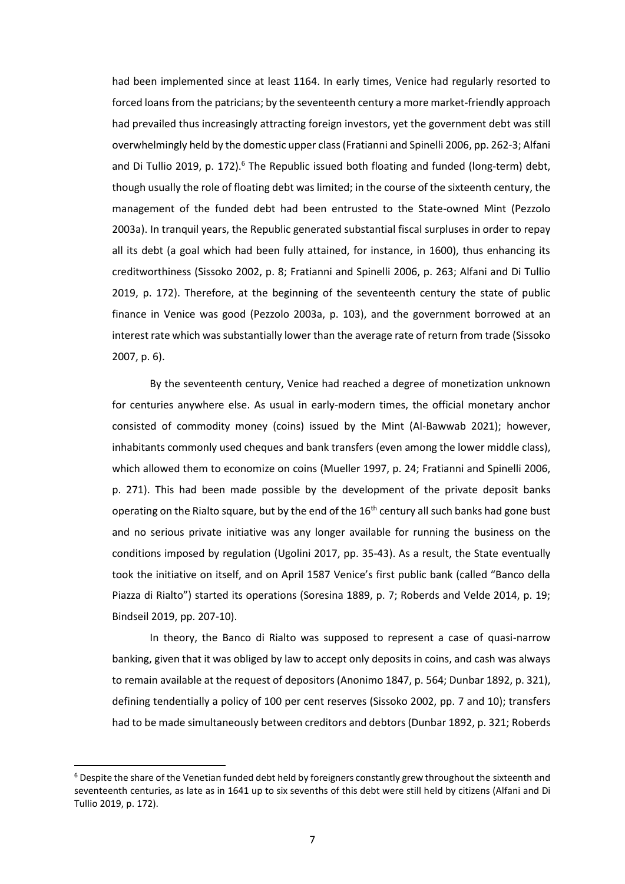had been implemented since at least 1164. In early times, Venice had regularly resorted to forced loans from the patricians; by the seventeenth century a more market-friendly approach had prevailed thus increasingly attracting foreign investors, yet the government debt was still overwhelmingly held by the domestic upper class (Fratianni and Spinelli 2006, pp. 262-3; Alfani and Di Tullio 2019, p. 172).[6] The Republic issued both floating and funded (long-term) debt, though usually the role of floating debt was limited; in the course of the sixteenth century, the management of the funded debt had been entrusted to the State-owned Mint (Pezzolo 2003a). In tranquil years, the Republic generated substantial fiscal surpluses in order to repay all its debt (a goal which had been fully attained, for instance, in 1600), thus enhancing its creditworthiness (Sissoko 2002, p. 8; Fratianni and Spinelli 2006, p. 263; Alfani and Di Tullio 2019, p. 172). Therefore, at the beginning of the seventeenth century the state of public finance in Venice was good (Pezzolo 2003a, p. 103), and the government borrowed at an interest rate which was substantially lower than the average rate of return from trade (Sissoko 2007, p. 6).

By the seventeenth century, Venice had reached a degree of monetization unknown for centuries anywhere else. As usual in early-modern times, the official monetary anchor consisted of commodity money (coins) issued by the Mint (Al-Bawwab 2021); however, inhabitants commonly used cheques and bank transfers (even among the lower middle class), which allowed them to economize on coins (Mueller 1997, p. 24; Fratianni and Spinelli 2006, p. 271). This had been made possible by the development of the private deposit banks operating on the Rialto square, but by the end of the 16th century all such banks had gone bust and no serious private initiative was any longer available for running the business on the conditions imposed by regulation (Ugolini 2017, pp. 35-43). As a result, the State eventually took the initiative on itself, and on April 1587 Venice's first public bank (called "Banco della Piazza di Rialto") started its operations (Soresina 1889, p. 7; Roberds and Velde 2014, p. 19; Bindseil 2019, pp. 207-10).

In theory, the Banco di Rialto was supposed to represent a case of quasi-narrow banking, given that it was obliged by law to accept only deposits in coins, and cash was always to remain available at the request of depositors (Anonimo 1847, p. 564; Dunbar 1892, p. 321), defining tendentially a policy of 100 per cent reserves (Sissoko 2002, pp. 7 and 10); transfers had to be made simultaneously between creditors and debtors (Dunbar 1892, p. 321; Roberds

[6] Despite the share of the Venetian funded debt held by foreigners constantly grew throughout the sixteenth and seventeenth centuries, as late as in 1641 up to six sevenths of this debt were still held by citizens (Alfani and Di Tullio 2019, p. 172).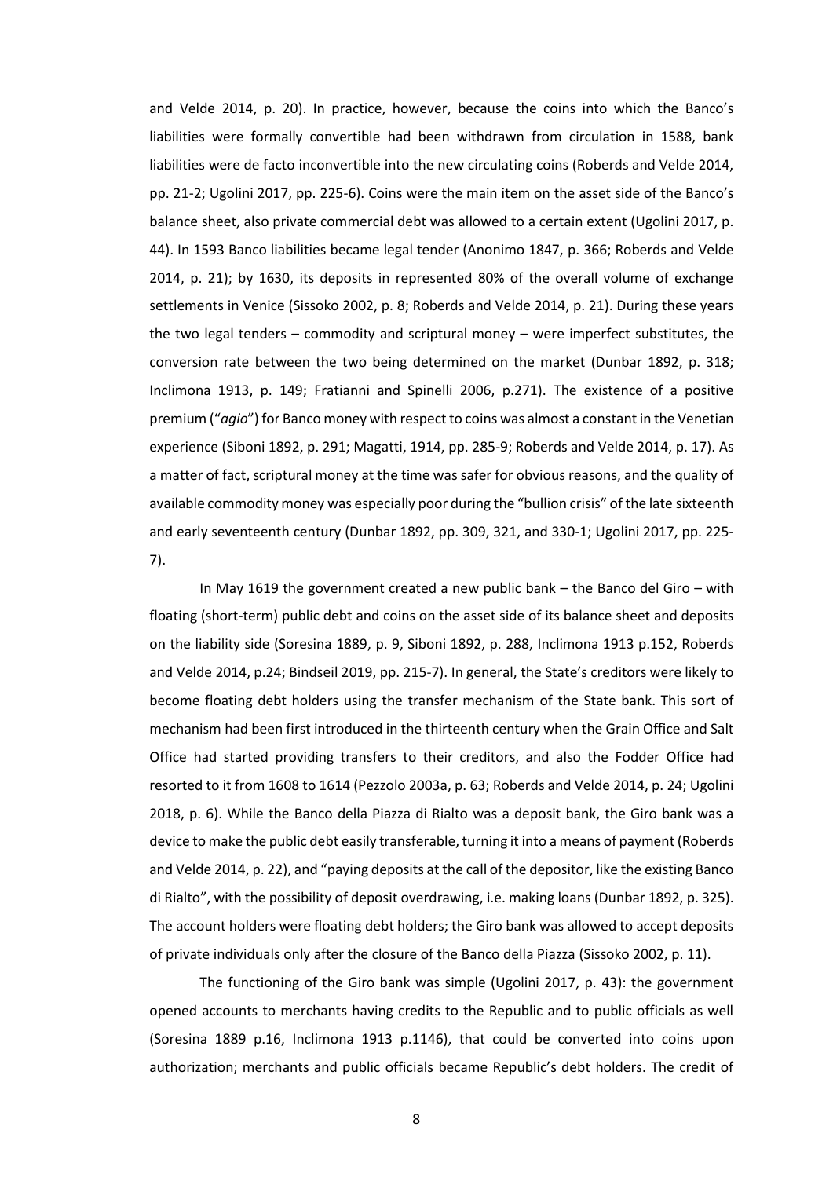and Velde 2014, p. 20). In practice, however, because the coins into which the Banco's liabilities were formally convertible had been withdrawn from circulation in 1588, bank liabilities were de facto inconvertible into the new circulating coins (Roberds and Velde 2014, pp. 21-2; Ugolini 2017, pp. 225-6). Coins were the main item on the asset side of the Banco's balance sheet, also private commercial debt was allowed to a certain extent (Ugolini 2017, p. 44). In 1593 Banco liabilities became legal tender (Anonimo 1847, p. 366; Roberds and Velde 2014, p. 21); by 1630, its deposits in represented 80% of the overall volume of exchange settlements in Venice (Sissoko 2002, p. 8; Roberds and Velde 2014, p. 21). During these years the two legal tenders – commodity and scriptural money – were imperfect substitutes, the conversion rate between the two being determined on the market (Dunbar 1892, p. 318; Inclimona 1913, p. 149; Fratianni and Spinelli 2006, p.271). The existence of a positive premium ("*agio*") for Banco money with respect to coins was almost a constant in the Venetian experience (Siboni 1892, p. 291; Magatti, 1914, pp. 285-9; Roberds and Velde 2014, p. 17). As a matter of fact, scriptural money at the time was safer for obvious reasons, and the quality of available commodity money was especially poor during the "bullion crisis" of the late sixteenth and early seventeenth century (Dunbar 1892, pp. 309, 321, and 330-1; Ugolini 2017, pp. 225-7).

In May 1619 the government created a new public bank – the Banco del Giro – with floating (short-term) public debt and coins on the asset side of its balance sheet and deposits on the liability side (Soresina 1889, p. 9, Siboni 1892, p. 288, Inclimona 1913 p.152, Roberds and Velde 2014, p.24; Bindseil 2019, pp. 215-7). In general, the State's creditors were likely to become floating debt holders using the transfer mechanism of the State bank. This sort of mechanism had been first introduced in the thirteenth century when the Grain Office and Salt Office had started providing transfers to their creditors, and also the Fodder Office had resorted to it from 1608 to 1614 (Pezzolo 2003a, p. 63; Roberds and Velde 2014, p. 24; Ugolini 2018, p. 6). While the Banco della Piazza di Rialto was a deposit bank, the Giro bank was a device to make the public debt easily transferable, turning it into a means of payment (Roberds and Velde 2014, p. 22), and "paying deposits at the call of the depositor, like the existing Banco di Rialto", with the possibility of deposit overdrawing, i.e. making loans (Dunbar 1892, p. 325). The account holders were floating debt holders; the Giro bank was allowed to accept deposits of private individuals only after the closure of the Banco della Piazza (Sissoko 2002, p. 11).

The functioning of the Giro bank was simple (Ugolini 2017, p. 43): the government opened accounts to merchants having credits to the Republic and to public officials as well (Soresina 1889 p.16, Inclimona 1913 p.1146), that could be converted into coins upon authorization; merchants and public officials became Republic's debt holders. The credit of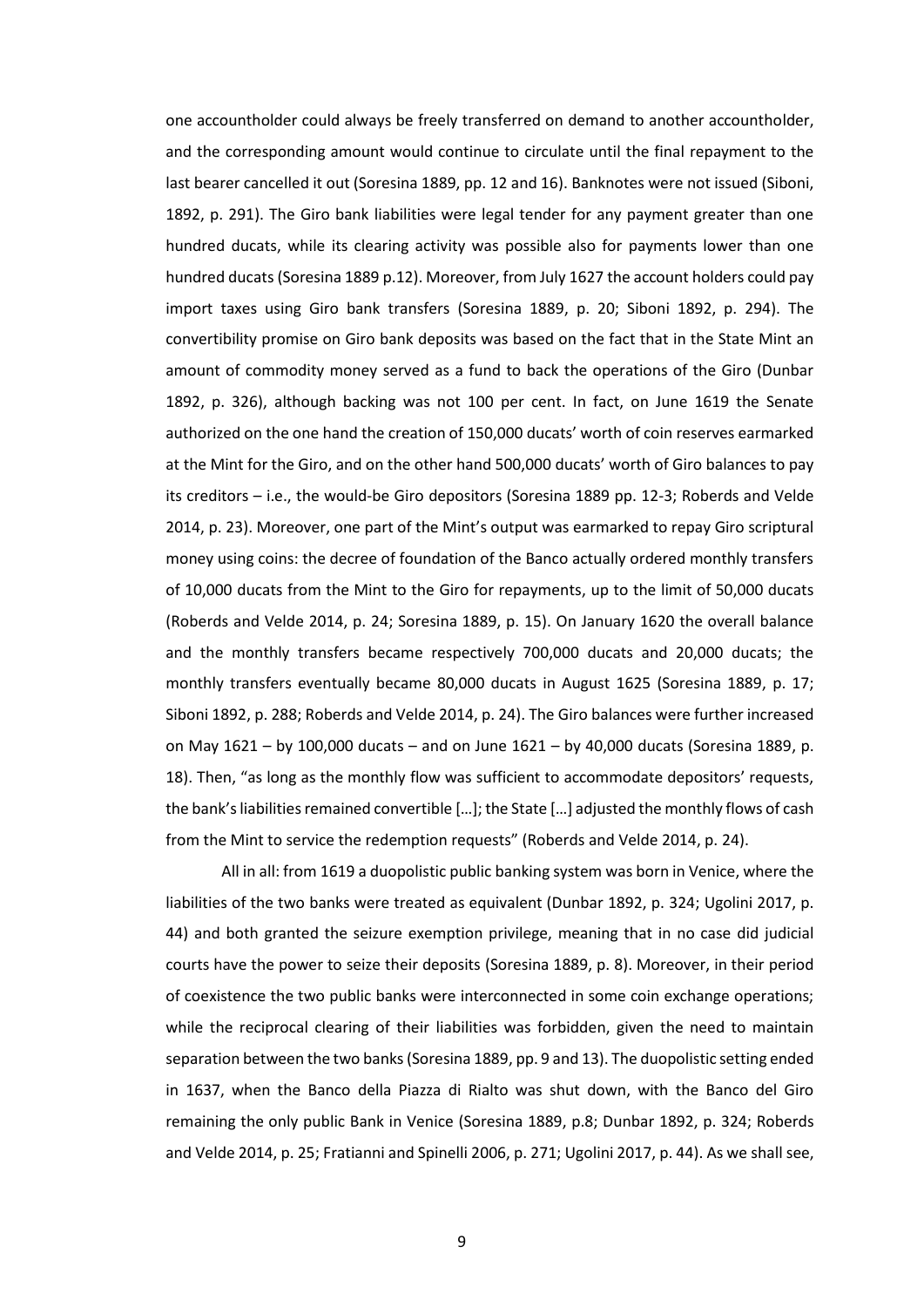one accountholder could always be freely transferred on demand to another accountholder, and the corresponding amount would continue to circulate until the final repayment to the last bearer cancelled it out (Soresina 1889, pp. 12 and 16). Banknotes were not issued (Siboni, 1892, p. 291). The Giro bank liabilities were legal tender for any payment greater than one hundred ducats, while its clearing activity was possible also for payments lower than one hundred ducats (Soresina 1889 p.12). Moreover, from July 1627 the account holders could pay import taxes using Giro bank transfers (Soresina 1889, p. 20; Siboni 1892, p. 294). The convertibility promise on Giro bank deposits was based on the fact that in the State Mint an amount of commodity money served as a fund to back the operations of the Giro (Dunbar 1892, p. 326), although backing was not 100 per cent. In fact, on June 1619 the Senate authorized on the one hand the creation of 150,000 ducats' worth of coin reserves earmarked at the Mint for the Giro, and on the other hand 500,000 ducats' worth of Giro balances to pay its creditors – i.e., the would-be Giro depositors (Soresina 1889 pp. 12-3; Roberds and Velde 2014, p. 23). Moreover, one part of the Mint's output was earmarked to repay Giro scriptural money using coins: the decree of foundation of the Banco actually ordered monthly transfers of 10,000 ducats from the Mint to the Giro for repayments, up to the limit of 50,000 ducats (Roberds and Velde 2014, p. 24; Soresina 1889, p. 15). On January 1620 the overall balance and the monthly transfers became respectively 700,000 ducats and 20,000 ducats; the monthly transfers eventually became 80,000 ducats in August 1625 (Soresina 1889, p. 17; Siboni 1892, p. 288; Roberds and Velde 2014, p. 24). The Giro balances were further increased on May 1621 – by 100,000 ducats – and on June 1621 – by 40,000 ducats (Soresina 1889, p. 18). Then, "as long as the monthly flow was sufficient to accommodate depositors' requests, the bank's liabilities remained convertible […]; the State […] adjusted the monthly flows of cash from the Mint to service the redemption requests" (Roberds and Velde 2014, p. 24).

All in all: from 1619 a duopolistic public banking system was born in Venice, where the liabilities of the two banks were treated as equivalent (Dunbar 1892, p. 324; Ugolini 2017, p. 44) and both granted the seizure exemption privilege, meaning that in no case did judicial courts have the power to seize their deposits (Soresina 1889, p. 8). Moreover, in their period of coexistence the two public banks were interconnected in some coin exchange operations; while the reciprocal clearing of their liabilities was forbidden, given the need to maintain separation between the two banks (Soresina 1889, pp. 9 and 13). The duopolistic setting ended in 1637, when the Banco della Piazza di Rialto was shut down, with the Banco del Giro remaining the only public Bank in Venice (Soresina 1889, p.8; Dunbar 1892, p. 324; Roberds and Velde 2014, p. 25; Fratianni and Spinelli 2006, p. 271; Ugolini 2017, p. 44). As we shall see,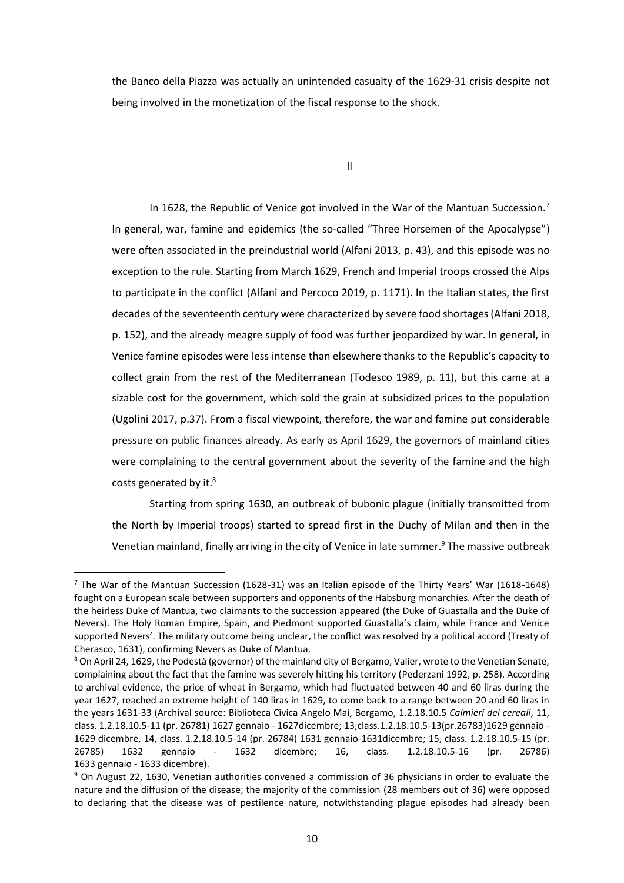the Banco della Piazza was actually an unintended casualty of the 1629-31 crisis despite not being involved in the monetization of the fiscal response to the shock.

## II

In 1628, the Republic of Venice got involved in the War of the Mantuan Succession.[7] In general, war, famine and epidemics (the so-called "Three Horsemen of the Apocalypse") were often associated in the preindustrial world (Alfani 2013, p. 43), and this episode was no exception to the rule. Starting from March 1629, French and Imperial troops crossed the Alps to participate in the conflict (Alfani and Percoco 2019, p. 1171). In the Italian states, the first decades of the seventeenth century were characterized by severe food shortages (Alfani 2018, p. 152), and the already meagre supply of food was further jeopardized by war. In general, in Venice famine episodes were less intense than elsewhere thanks to the Republic's capacity to collect grain from the rest of the Mediterranean (Todesco 1989, p. 11), but this came at a sizable cost for the government, which sold the grain at subsidized prices to the population (Ugolini 2017, p.37). From a fiscal viewpoint, therefore, the war and famine put considerable pressure on public finances already. As early as April 1629, the governors of mainland cities were complaining to the central government about the severity of the famine and the high costs generated by it.[8]

Starting from spring 1630, an outbreak of bubonic plague (initially transmitted from the North by Imperial troops) started to spread first in the Duchy of Milan and then in the Venetian mainland, finally arriving in the city of Venice in late summer.[9] The massive outbreak

---

[7] The War of the Mantuan Succession (1628-31) was an Italian episode of the Thirty Years' War (1618-1648) fought on a European scale between supporters and opponents of the Habsburg monarchies. After the death of the heirless Duke of Mantua, two claimants to the succession appeared (the Duke of Guastalla and the Duke of Nevers). The Holy Roman Empire, Spain, and Piedmont supported Guastalla's claim, while France and Venice supported Nevers'. The military outcome being unclear, the conflict was resolved by a political accord (Treaty of Cherasco, 1631), confirming Nevers as Duke of Mantua.

[8] On April 24, 1629, the Podestà (governor) of the mainland city of Bergamo, Valier, wrote to the Venetian Senate, complaining about the fact that the famine was severely hitting his territory (Pederzani 1992, p. 258). According to archival evidence, the price of wheat in Bergamo, which had fluctuated between 40 and 60 liras during the year 1627, reached an extreme height of 140 liras in 1629, to come back to a range between 20 and 60 liras in the years 1631-33 (Archival source: Biblioteca Civica Angelo Mai, Bergamo, 1.2.18.10.5 *Calmieri dei cereali*, 11, class. 1.2.18.10.5-11 (pr. 26781) 1627 gennaio - 1627dicembre; 13,class.1.2.18.10.5-13(pr.26783)1629 gennaio - 1629 dicembre, 14, class. 1.2.18.10.5-14 (pr. 26784) 1631 gennaio-1631dicembre; 15, class. 1.2.18.10.5-15 (pr. 26785) 1632 gennaio - 1632 dicembre; 16, class. 1.2.18.10.5-16 (pr. 26786) 1633 gennaio - 1633 dicembre).

[9] On August 22, 1630, Venetian authorities convened a commission of 36 physicians in order to evaluate the nature and the diffusion of the disease; the majority of the commission (28 members out of 36) were opposed to declaring that the disease was of pestilence nature, notwithstanding plague episodes had already been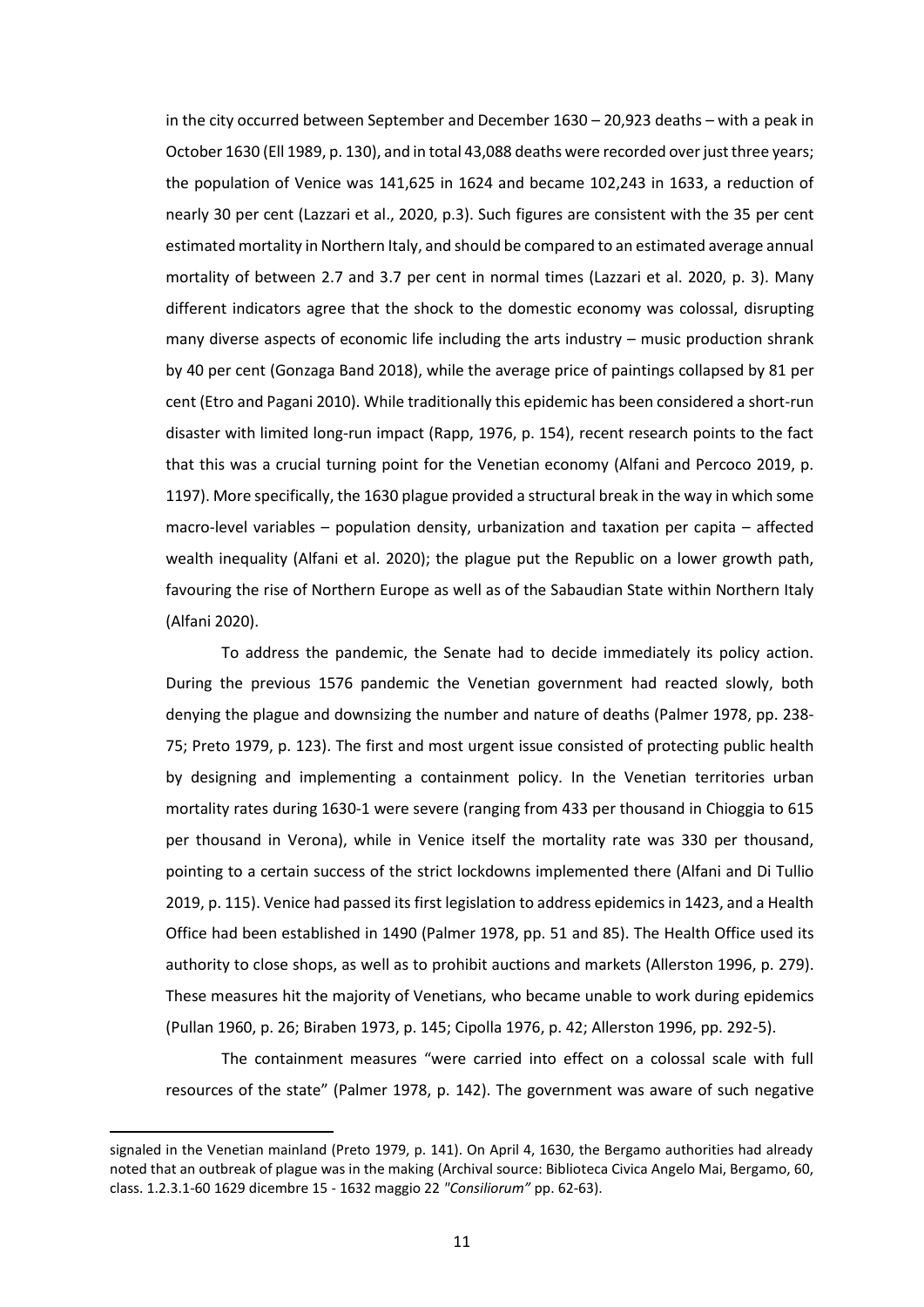in the city occurred between September and December 1630 – 20,923 deaths – with a peak in October 1630 (Ell 1989, p. 130), and in total 43,088 deaths were recorded over just three years; the population of Venice was 141,625 in 1624 and became 102,243 in 1633, a reduction of nearly 30 per cent (Lazzari et al., 2020, p.3). Such figures are consistent with the 35 per cent estimated mortality in Northern Italy, and should be compared to an estimated average annual mortality of between 2.7 and 3.7 per cent in normal times (Lazzari et al. 2020, p. 3). Many different indicators agree that the shock to the domestic economy was colossal, disrupting many diverse aspects of economic life including the arts industry – music production shrank by 40 per cent (Gonzaga Band 2018), while the average price of paintings collapsed by 81 per cent (Etro and Pagani 2010). While traditionally this epidemic has been considered a short-run disaster with limited long-run impact (Rapp, 1976, p. 154), recent research points to the fact that this was a crucial turning point for the Venetian economy (Alfani and Percoco 2019, p. 1197). More specifically, the 1630 plague provided a structural break in the way in which some macro-level variables – population density, urbanization and taxation per capita – affected wealth inequality (Alfani et al. 2020); the plague put the Republic on a lower growth path, favouring the rise of Northern Europe as well as of the Sabaudian State within Northern Italy (Alfani 2020).

To address the pandemic, the Senate had to decide immediately its policy action. During the previous 1576 pandemic the Venetian government had reacted slowly, both denying the plague and downsizing the number and nature of deaths (Palmer 1978, pp. 238-75; Preto 1979, p. 123). The first and most urgent issue consisted of protecting public health by designing and implementing a containment policy. In the Venetian territories urban mortality rates during 1630-1 were severe (ranging from 433 per thousand in Chioggia to 615 per thousand in Verona), while in Venice itself the mortality rate was 330 per thousand, pointing to a certain success of the strict lockdowns implemented there (Alfani and Di Tullio 2019, p. 115). Venice had passed its first legislation to address epidemics in 1423, and a Health Office had been established in 1490 (Palmer 1978, pp. 51 and 85). The Health Office used its authority to close shops, as well as to prohibit auctions and markets (Allerston 1996, p. 279). These measures hit the majority of Venetians, who became unable to work during epidemics (Pullan 1960, p. 26; Biraben 1973, p. 145; Cipolla 1976, p. 42; Allerston 1996, pp. 292-5).

The containment measures "were carried into effect on a colossal scale with full resources of the state" (Palmer 1978, p. 142). The government was aware of such negative

---

signaled in the Venetian mainland (Preto 1979, p. 141). On April 4, 1630, the Bergamo authorities had already noted that an outbreak of plague was in the making (Archival source: Biblioteca Civica Angelo Mai, Bergamo, 60, class. 1.2.3.1-60 1629 dicembre 15 - 1632 maggio 22 *"Consiliorum"* pp. 62-63).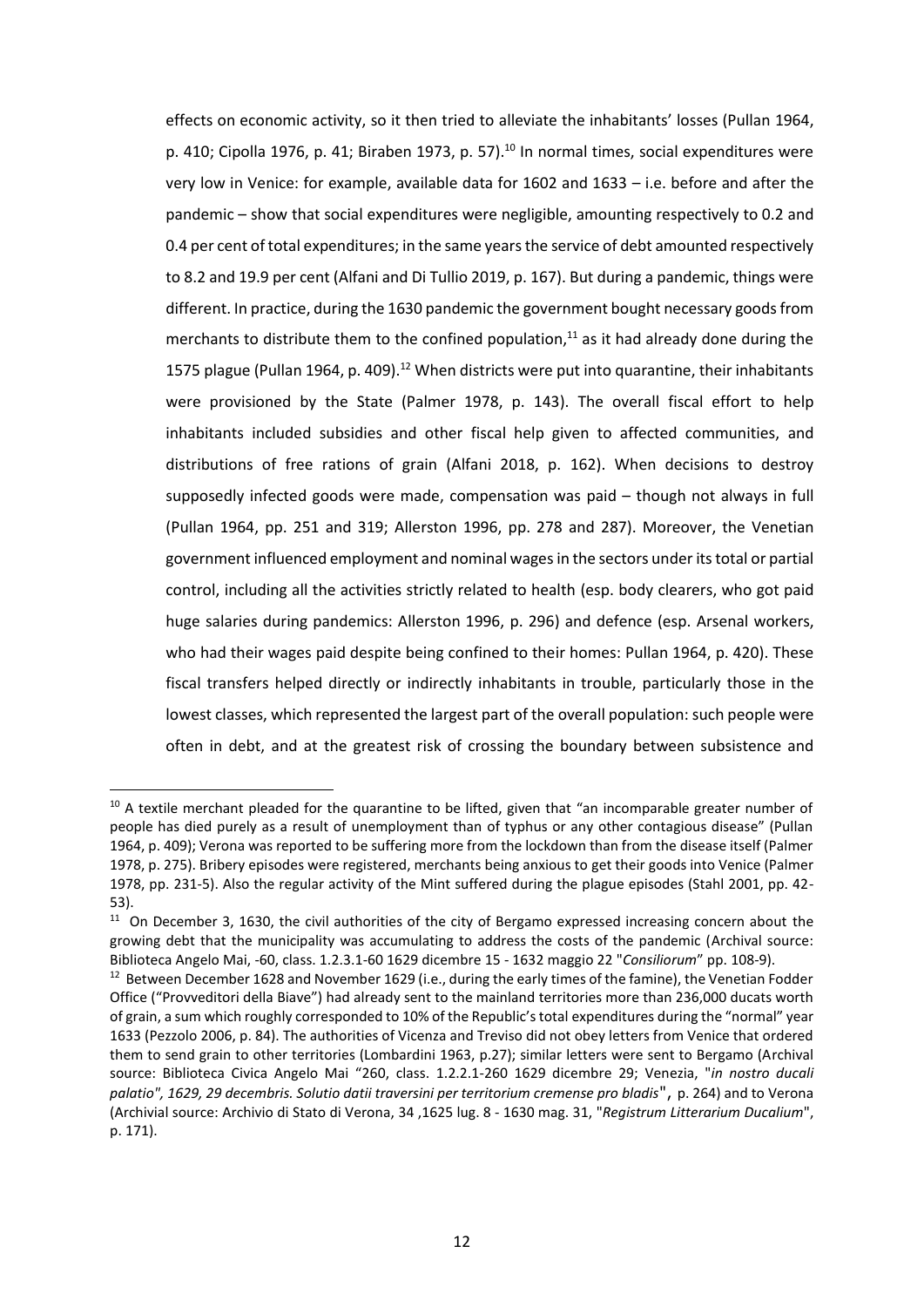effects on economic activity, so it then tried to alleviate the inhabitants' losses (Pullan 1964, p. 410; Cipolla 1976, p. 41; Biraben 1973, p. 57).[10] In normal times, social expenditures were very low in Venice: for example, available data for 1602 and 1633 – i.e. before and after the pandemic – show that social expenditures were negligible, amounting respectively to 0.2 and 0.4 per cent of total expenditures; in the same years the service of debt amounted respectively to 8.2 and 19.9 per cent (Alfani and Di Tullio 2019, p. 167). But during a pandemic, things were different. In practice, during the 1630 pandemic the government bought necessary goods from merchants to distribute them to the confined population,[11] as it had already done during the 1575 plague (Pullan 1964, p. 409).[12] When districts were put into quarantine, their inhabitants were provisioned by the State (Palmer 1978, p. 143). The overall fiscal effort to help inhabitants included subsidies and other fiscal help given to affected communities, and distributions of free rations of grain (Alfani 2018, p. 162). When decisions to destroy supposedly infected goods were made, compensation was paid – though not always in full (Pullan 1964, pp. 251 and 319; Allerston 1996, pp. 278 and 287). Moreover, the Venetian government influenced employment and nominal wages in the sectors under its total or partial control, including all the activities strictly related to health (esp. body clearers, who got paid huge salaries during pandemics: Allerston 1996, p. 296) and defence (esp. Arsenal workers, who had their wages paid despite being confined to their homes: Pullan 1964, p. 420). These fiscal transfers helped directly or indirectly inhabitants in trouble, particularly those in the lowest classes, which represented the largest part of the overall population: such people were often in debt, and at the greatest risk of crossing the boundary between subsistence and

---

[10] A textile merchant pleaded for the quarantine to be lifted, given that "an incomparable greater number of people has died purely as a result of unemployment than of typhus or any other contagious disease" (Pullan 1964, p. 409); Verona was reported to be suffering more from the lockdown than from the disease itself (Palmer 1978, p. 275). Bribery episodes were registered, merchants being anxious to get their goods into Venice (Palmer 1978, pp. 231-5). Also the regular activity of the Mint suffered during the plague episodes (Stahl 2001, pp. 42-53).

[11] On December 3, 1630, the civil authorities of the city of Bergamo expressed increasing concern about the growing debt that the municipality was accumulating to address the costs of the pandemic (Archival source: Biblioteca Angelo Mai, -60, class. 1.2.3.1-60 1629 dicembre 15 - 1632 maggio 22 "*Consiliorum*" pp. 108-9).

[12] Between December 1628 and November 1629 (i.e., during the early times of the famine), the Venetian Fodder Office ("Provveditori della Biave") had already sent to the mainland territories more than 236,000 ducats worth of grain, a sum which roughly corresponded to 10% of the Republic's total expenditures during the "normal" year 1633 (Pezzolo 2006, p. 84). The authorities of Vicenza and Treviso did not obey letters from Venice that ordered them to send grain to other territories (Lombardini 1963, p.27); similar letters were sent to Bergamo (Archival source: Biblioteca Civica Angelo Mai "260, class. 1.2.2.1-260 1629 dicembre 29; Venezia, "*in nostro ducali palatio", 1629, 29 decembris. Solutio datii traversini per territorium cremense pro bladis*", p. 264) and to Verona (Archivial source: Archivio di Stato di Verona, 34 ,1625 lug. 8 - 1630 mag. 31, "*Registrum Litterarium Ducalium*", p. 171).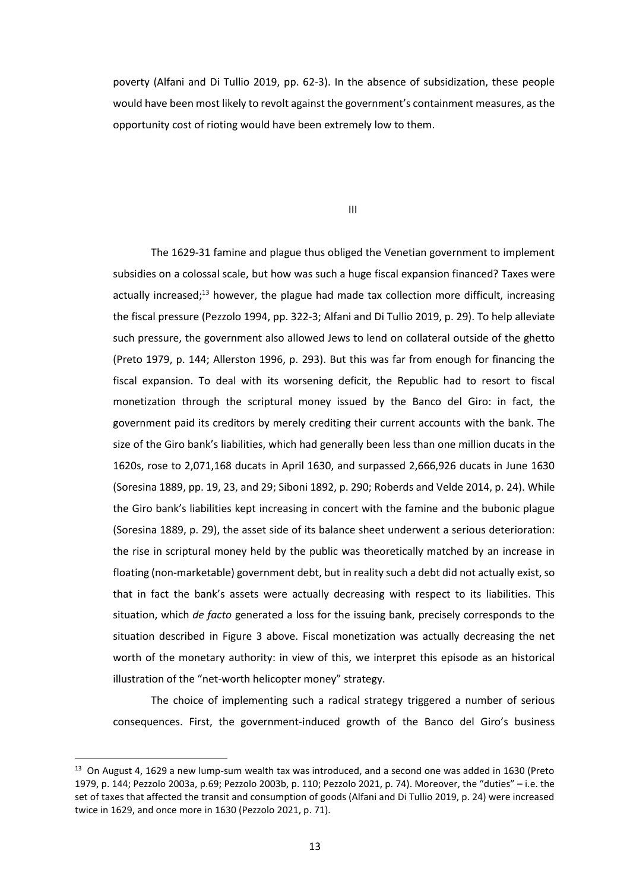poverty (Alfani and Di Tullio 2019, pp. 62-3). In the absence of subsidization, these people would have been most likely to revolt against the government's containment measures, as the opportunity cost of rioting would have been extremely low to them.

## III

The 1629-31 famine and plague thus obliged the Venetian government to implement subsidies on a colossal scale, but how was such a huge fiscal expansion financed? Taxes were actually increased;[13] however, the plague had made tax collection more difficult, increasing the fiscal pressure (Pezzolo 1994, pp. 322-3; Alfani and Di Tullio 2019, p. 29). To help alleviate such pressure, the government also allowed Jews to lend on collateral outside of the ghetto (Preto 1979, p. 144; Allerston 1996, p. 293). But this was far from enough for financing the fiscal expansion. To deal with its worsening deficit, the Republic had to resort to fiscal monetization through the scriptural money issued by the Banco del Giro: in fact, the government paid its creditors by merely crediting their current accounts with the bank. The size of the Giro bank's liabilities, which had generally been less than one million ducats in the 1620s, rose to 2,071,168 ducats in April 1630, and surpassed 2,666,926 ducats in June 1630 (Soresina 1889, pp. 19, 23, and 29; Siboni 1892, p. 290; Roberds and Velde 2014, p. 24). While the Giro bank's liabilities kept increasing in concert with the famine and the bubonic plague (Soresina 1889, p. 29), the asset side of its balance sheet underwent a serious deterioration: the rise in scriptural money held by the public was theoretically matched by an increase in floating (non-marketable) government debt, but in reality such a debt did not actually exist, so that in fact the bank's assets were actually decreasing with respect to its liabilities. This situation, which *de facto* generated a loss for the issuing bank, precisely corresponds to the situation described in Figure 3 above. Fiscal monetization was actually decreasing the net worth of the monetary authority: in view of this, we interpret this episode as an historical illustration of the "net-worth helicopter money" strategy.

The choice of implementing such a radical strategy triggered a number of serious consequences. First, the government-induced growth of the Banco del Giro's business

[13] On August 4, 1629 a new lump-sum wealth tax was introduced, and a second one was added in 1630 (Preto 1979, p. 144; Pezzolo 2003a, p.69; Pezzolo 2003b, p. 110; Pezzolo 2021, p. 74). Moreover, the "duties" – i.e. the set of taxes that affected the transit and consumption of goods (Alfani and Di Tullio 2019, p. 24) were increased twice in 1629, and once more in 1630 (Pezzolo 2021, p. 71).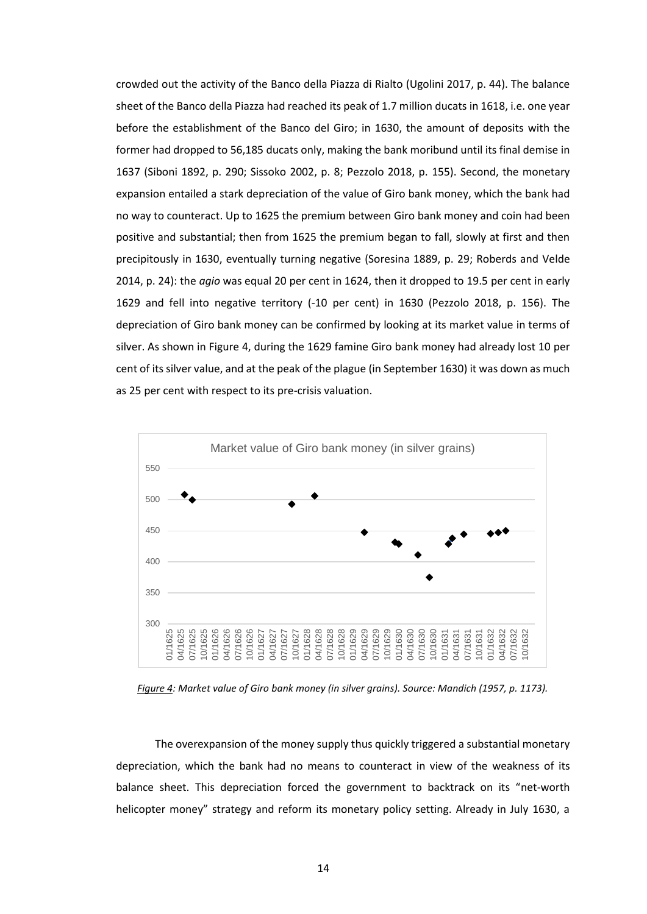crowded out the activity of the Banco della Piazza di Rialto (Ugolini 2017, p. 44). The balance sheet of the Banco della Piazza had reached its peak of 1.7 million ducats in 1618, i.e. one year before the establishment of the Banco del Giro; in 1630, the amount of deposits with the former had dropped to 56,185 ducats only, making the bank moribund until its final demise in 1637 (Siboni 1892, p. 290; Sissoko 2002, p. 8; Pezzolo 2018, p. 155). Second, the monetary expansion entailed a stark depreciation of the value of Giro bank money, which the bank had no way to counteract. Up to 1625 the premium between Giro bank money and coin had been positive and substantial; then from 1625 the premium began to fall, slowly at first and then precipitously in 1630, eventually turning negative (Soresina 1889, p. 29; Roberds and Velde 2014, p. 24): the *agio* was equal 20 per cent in 1624, then it dropped to 19.5 per cent in early 1629 and fell into negative territory (-10 per cent) in 1630 (Pezzolo 2018, p. 156). The depreciation of Giro bank money can be confirmed by looking at its market value in terms of silver. As shown in Figure 4, during the 1629 famine Giro bank money had already lost 10 per cent of its silver value, and at the peak of the plague (in September 1630) it was down as much as 25 per cent with respect to its pre-crisis valuation.

*Figure 4: Market value of Giro bank money (in silver grains). Source: Mandich (1957, p. 1173).*

The overexpansion of the money supply thus quickly triggered a substantial monetary depreciation, which the bank had no means to counteract in view of the weakness of its balance sheet. This depreciation forced the government to backtrack on its "net-worth helicopter money" strategy and reform its monetary policy setting. Already in July 1630, a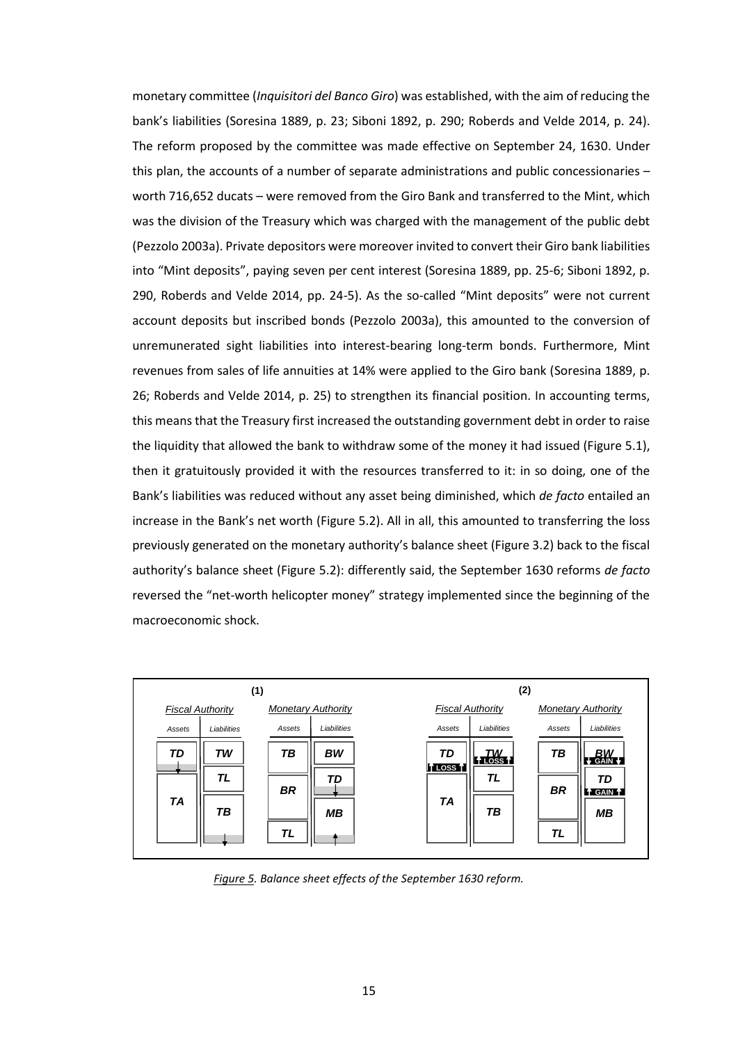monetary committee (*Inquisitori del Banco Giro*) was established, with the aim of reducing the bank's liabilities (Soresina 1889, p. 23; Siboni 1892, p. 290; Roberds and Velde 2014, p. 24). The reform proposed by the committee was made effective on September 24, 1630. Under this plan, the accounts of a number of separate administrations and public concessionaries – worth 716,652 ducats – were removed from the Giro Bank and transferred to the Mint, which was the division of the Treasury which was charged with the management of the public debt (Pezzolo 2003a). Private depositors were moreover invited to convert their Giro bank liabilities into "Mint deposits", paying seven per cent interest (Soresina 1889, pp. 25-6; Siboni 1892, p. 290, Roberds and Velde 2014, pp. 24-5). As the so-called "Mint deposits" were not current account deposits but inscribed bonds (Pezzolo 2003a), this amounted to the conversion of unremunerated sight liabilities into interest-bearing long-term bonds. Furthermore, Mint revenues from sales of life annuities at 14% were applied to the Giro bank (Soresina 1889, p. 26; Roberds and Velde 2014, p. 25) to strengthen its financial position. In accounting terms, this means that the Treasury first increased the outstanding government debt in order to raise the liquidity that allowed the bank to withdraw some of the money it had issued (Figure 5.1), then it gratuitously provided it with the resources transferred to it: in so doing, one of the Bank's liabilities was reduced without any asset being diminished, which *de facto* entailed an increase in the Bank's net worth (Figure 5.2). All in all, this amounted to transferring the loss previously generated on the monetary authority's balance sheet (Figure 3.2) back to the fiscal authority's balance sheet (Figure 5.2): differently said, the September 1630 reforms *de facto* reversed the "net-worth helicopter money" strategy implemented since the beginning of the macroeconomic shock.

**(1)**

| Fiscal Authority – Assets | Fiscal Authority – Liabilities | Monetary Authority – Assets | Monetary Authority – Liabilities |
|---|---|---|---|
| TD ↓ | TW | TB | BW |
| TA | TL | BR | TD ↓ |
| | TB ↓ | | MB ↑ |
| | | TL | |

**(2)**

| Fiscal Authority – Assets | Fiscal Authority – Liabilities | Monetary Authority – Assets | Monetary Authority – Liabilities |
|---|---|---|---|
| TD | TW ↑ LOSS ↑ | TB | BW ↓ GAIN ↓ |
| ↑ LOSS ↑ | TL | BR | TD ↑ GAIN ↑ |
| TA | TB | | MB |
| | | TL | |

*Figure 5. Balance sheet effects of the September 1630 reform.*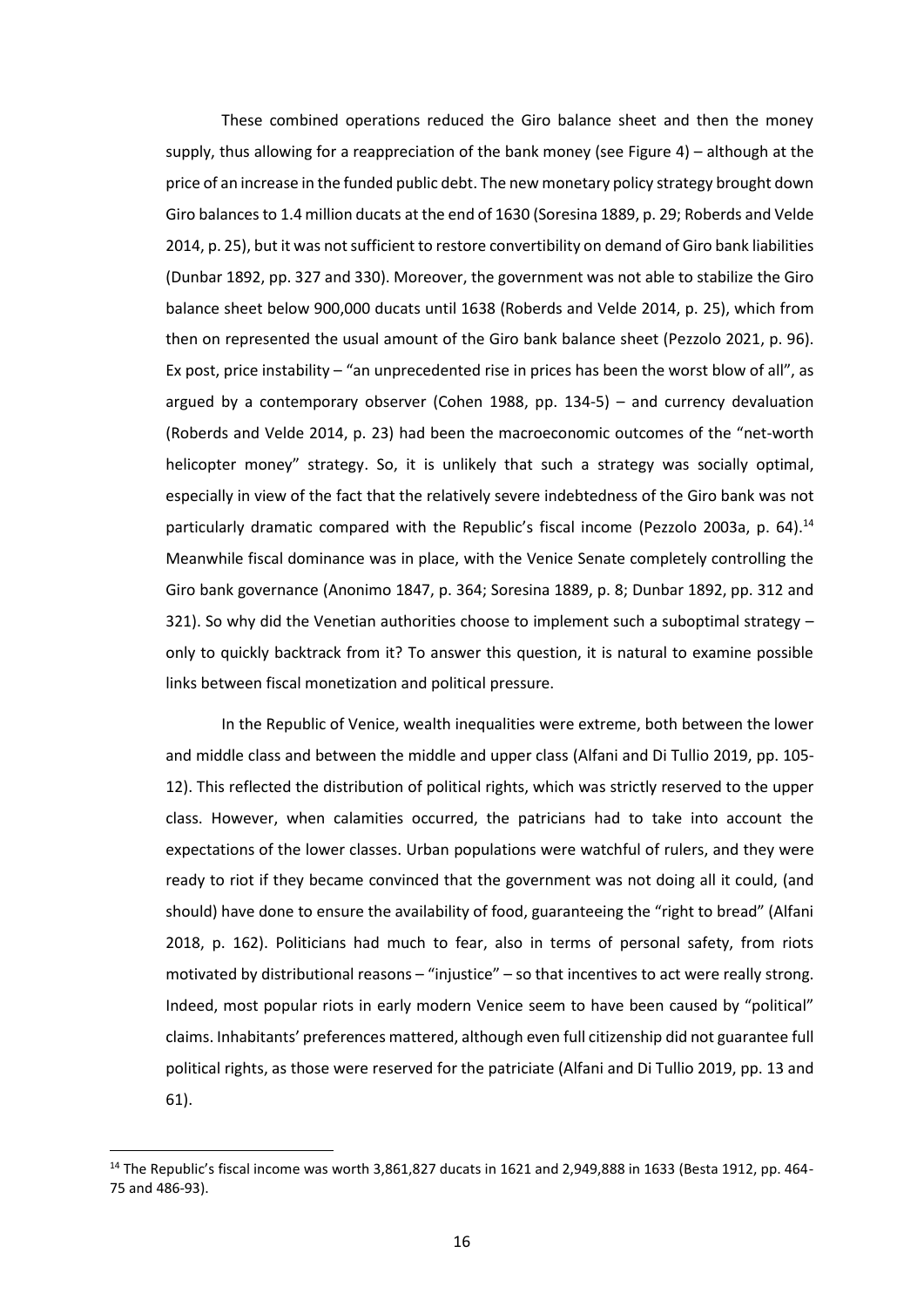These combined operations reduced the Giro balance sheet and then the money supply, thus allowing for a reappreciation of the bank money (see Figure 4) – although at the price of an increase in the funded public debt. The new monetary policy strategy brought down Giro balances to 1.4 million ducats at the end of 1630 (Soresina 1889, p. 29; Roberds and Velde 2014, p. 25), but it was not sufficient to restore convertibility on demand of Giro bank liabilities (Dunbar 1892, pp. 327 and 330). Moreover, the government was not able to stabilize the Giro balance sheet below 900,000 ducats until 1638 (Roberds and Velde 2014, p. 25), which from then on represented the usual amount of the Giro bank balance sheet (Pezzolo 2021, p. 96). Ex post, price instability – "an unprecedented rise in prices has been the worst blow of all", as argued by a contemporary observer (Cohen 1988, pp. 134-5) – and currency devaluation (Roberds and Velde 2014, p. 23) had been the macroeconomic outcomes of the "net-worth helicopter money" strategy. So, it is unlikely that such a strategy was socially optimal, especially in view of the fact that the relatively severe indebtedness of the Giro bank was not particularly dramatic compared with the Republic's fiscal income (Pezzolo 2003a, p. 64).[14] Meanwhile fiscal dominance was in place, with the Venice Senate completely controlling the Giro bank governance (Anonimo 1847, p. 364; Soresina 1889, p. 8; Dunbar 1892, pp. 312 and 321). So why did the Venetian authorities choose to implement such a suboptimal strategy – only to quickly backtrack from it? To answer this question, it is natural to examine possible links between fiscal monetization and political pressure.

In the Republic of Venice, wealth inequalities were extreme, both between the lower and middle class and between the middle and upper class (Alfani and Di Tullio 2019, pp. 105-12). This reflected the distribution of political rights, which was strictly reserved to the upper class. However, when calamities occurred, the patricians had to take into account the expectations of the lower classes. Urban populations were watchful of rulers, and they were ready to riot if they became convinced that the government was not doing all it could, (and should) have done to ensure the availability of food, guaranteeing the "right to bread" (Alfani 2018, p. 162). Politicians had much to fear, also in terms of personal safety, from riots motivated by distributional reasons – "injustice" – so that incentives to act were really strong. Indeed, most popular riots in early modern Venice seem to have been caused by "political" claims. Inhabitants' preferences mattered, although even full citizenship did not guarantee full political rights, as those were reserved for the patriciate (Alfani and Di Tullio 2019, pp. 13 and 61).

[14] The Republic's fiscal income was worth 3,861,827 ducats in 1621 and 2,949,888 in 1633 (Besta 1912, pp. 464-75 and 486-93).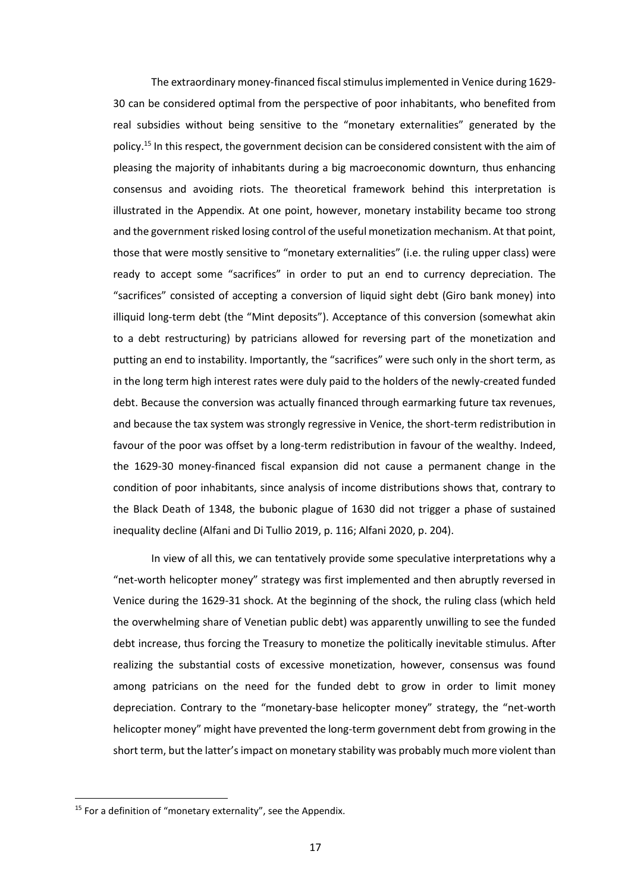The extraordinary money-financed fiscal stimulus implemented in Venice during 1629-30 can be considered optimal from the perspective of poor inhabitants, who benefited from real subsidies without being sensitive to the "monetary externalities" generated by the policy.[15] In this respect, the government decision can be considered consistent with the aim of pleasing the majority of inhabitants during a big macroeconomic downturn, thus enhancing consensus and avoiding riots. The theoretical framework behind this interpretation is illustrated in the Appendix. At one point, however, monetary instability became too strong and the government risked losing control of the useful monetization mechanism. At that point, those that were mostly sensitive to "monetary externalities" (i.e. the ruling upper class) were ready to accept some "sacrifices" in order to put an end to currency depreciation. The "sacrifices" consisted of accepting a conversion of liquid sight debt (Giro bank money) into illiquid long-term debt (the "Mint deposits"). Acceptance of this conversion (somewhat akin to a debt restructuring) by patricians allowed for reversing part of the monetization and putting an end to instability. Importantly, the "sacrifices" were such only in the short term, as in the long term high interest rates were duly paid to the holders of the newly-created funded debt. Because the conversion was actually financed through earmarking future tax revenues, and because the tax system was strongly regressive in Venice, the short-term redistribution in favour of the poor was offset by a long-term redistribution in favour of the wealthy. Indeed, the 1629-30 money-financed fiscal expansion did not cause a permanent change in the condition of poor inhabitants, since analysis of income distributions shows that, contrary to the Black Death of 1348, the bubonic plague of 1630 did not trigger a phase of sustained inequality decline (Alfani and Di Tullio 2019, p. 116; Alfani 2020, p. 204).

In view of all this, we can tentatively provide some speculative interpretations why a "net-worth helicopter money" strategy was first implemented and then abruptly reversed in Venice during the 1629-31 shock. At the beginning of the shock, the ruling class (which held the overwhelming share of Venetian public debt) was apparently unwilling to see the funded debt increase, thus forcing the Treasury to monetize the politically inevitable stimulus. After realizing the substantial costs of excessive monetization, however, consensus was found among patricians on the need for the funded debt to grow in order to limit money depreciation. Contrary to the "monetary-base helicopter money" strategy, the "net-worth helicopter money" might have prevented the long-term government debt from growing in the short term, but the latter's impact on monetary stability was probably much more violent than

[15] For a definition of "monetary externality", see the Appendix.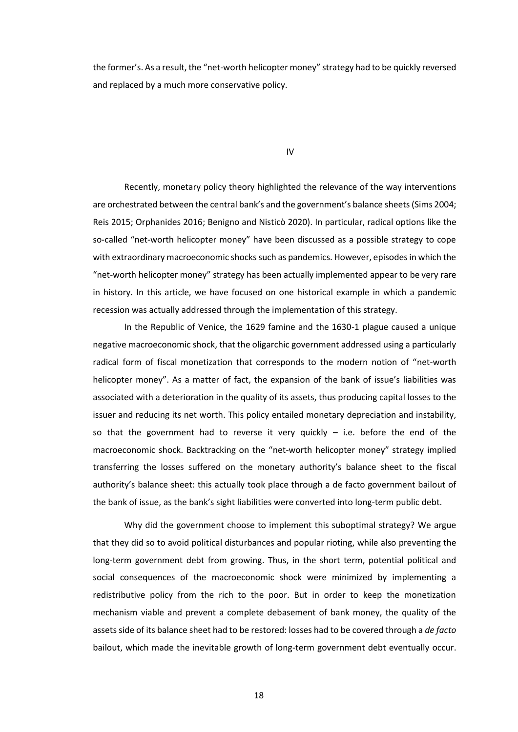the former's. As a result, the "net-worth helicopter money" strategy had to be quickly reversed and replaced by a much more conservative policy.

## IV

Recently, monetary policy theory highlighted the relevance of the way interventions are orchestrated between the central bank's and the government's balance sheets (Sims 2004; Reis 2015; Orphanides 2016; Benigno and Nisticò 2020). In particular, radical options like the so-called "net-worth helicopter money" have been discussed as a possible strategy to cope with extraordinary macroeconomic shocks such as pandemics. However, episodes in which the "net-worth helicopter money" strategy has been actually implemented appear to be very rare in history. In this article, we have focused on one historical example in which a pandemic recession was actually addressed through the implementation of this strategy.

In the Republic of Venice, the 1629 famine and the 1630-1 plague caused a unique negative macroeconomic shock, that the oligarchic government addressed using a particularly radical form of fiscal monetization that corresponds to the modern notion of "net-worth helicopter money". As a matter of fact, the expansion of the bank of issue's liabilities was associated with a deterioration in the quality of its assets, thus producing capital losses to the issuer and reducing its net worth. This policy entailed monetary depreciation and instability, so that the government had to reverse it very quickly – i.e. before the end of the macroeconomic shock. Backtracking on the "net-worth helicopter money" strategy implied transferring the losses suffered on the monetary authority's balance sheet to the fiscal authority's balance sheet: this actually took place through a de facto government bailout of the bank of issue, as the bank's sight liabilities were converted into long-term public debt.

Why did the government choose to implement this suboptimal strategy? We argue that they did so to avoid political disturbances and popular rioting, while also preventing the long-term government debt from growing. Thus, in the short term, potential political and social consequences of the macroeconomic shock were minimized by implementing a redistributive policy from the rich to the poor. But in order to keep the monetization mechanism viable and prevent a complete debasement of bank money, the quality of the assets side of its balance sheet had to be restored: losses had to be covered through a *de facto* bailout, which made the inevitable growth of long-term government debt eventually occur.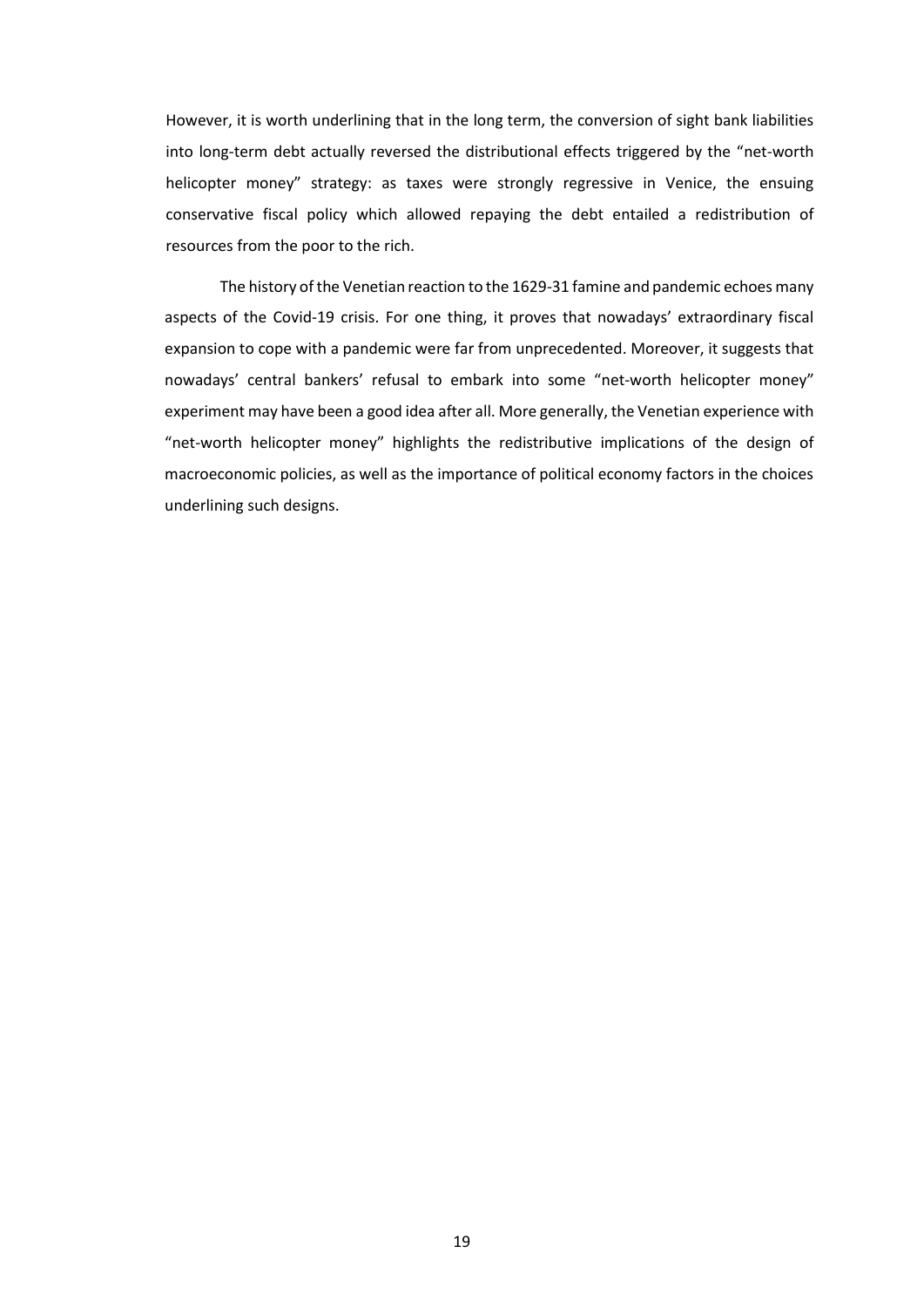However, it is worth underlining that in the long term, the conversion of sight bank liabilities into long-term debt actually reversed the distributional effects triggered by the "net-worth helicopter money" strategy: as taxes were strongly regressive in Venice, the ensuing conservative fiscal policy which allowed repaying the debt entailed a redistribution of resources from the poor to the rich.

The history of the Venetian reaction to the 1629-31 famine and pandemic echoes many aspects of the Covid-19 crisis. For one thing, it proves that nowadays' extraordinary fiscal expansion to cope with a pandemic were far from unprecedented. Moreover, it suggests that nowadays' central bankers' refusal to embark into some "net-worth helicopter money" experiment may have been a good idea after all. More generally, the Venetian experience with "net-worth helicopter money" highlights the redistributive implications of the design of macroeconomic policies, as well as the importance of political economy factors in the choices underlining such designs.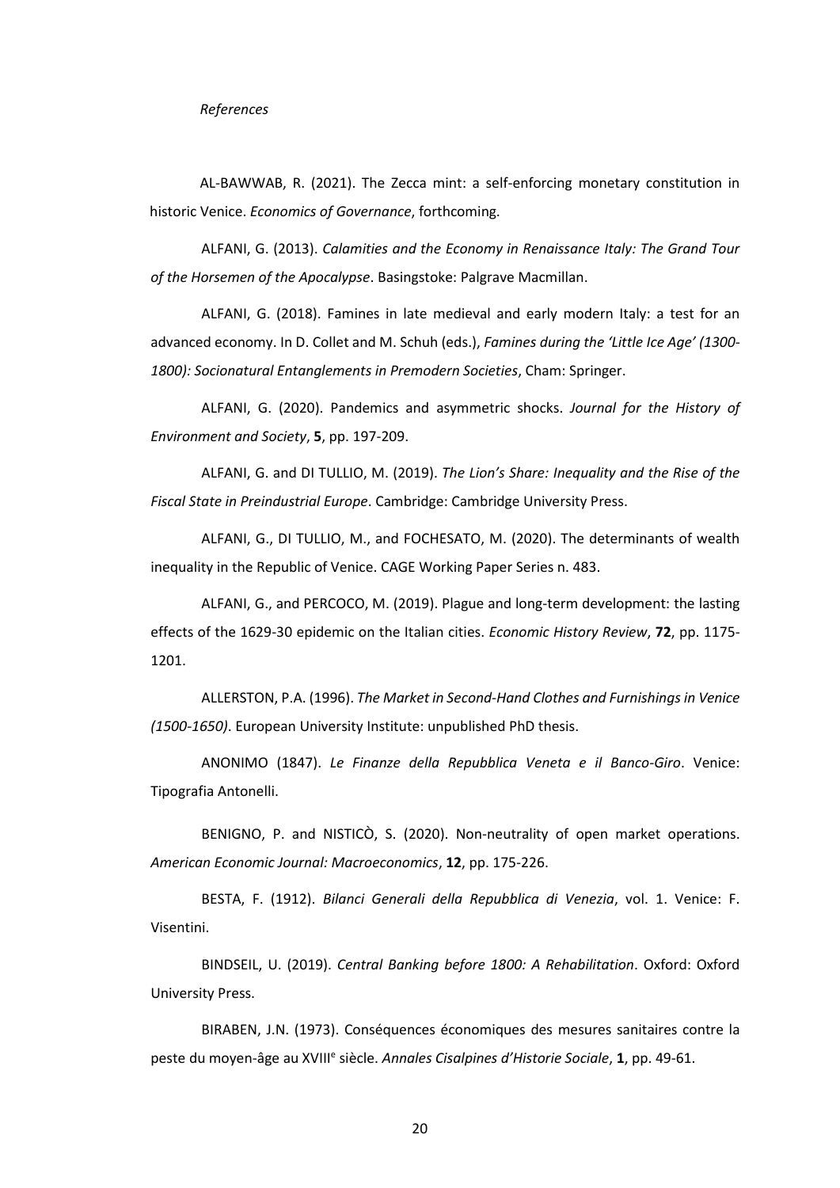*References*

AL-BAWWAB, R. (2021). The Zecca mint: a self-enforcing monetary constitution in historic Venice. *Economics of Governance*, forthcoming.

ALFANI, G. (2013). *Calamities and the Economy in Renaissance Italy: The Grand Tour of the Horsemen of the Apocalypse*. Basingstoke: Palgrave Macmillan.

ALFANI, G. (2018). Famines in late medieval and early modern Italy: a test for an advanced economy. In D. Collet and M. Schuh (eds.), *Famines during the 'Little Ice Age' (1300-1800): Socionatural Entanglements in Premodern Societies*, Cham: Springer.

ALFANI, G. (2020). Pandemics and asymmetric shocks. *Journal for the History of Environment and Society*, **5**, pp. 197-209.

ALFANI, G. and DI TULLIO, M. (2019). *The Lion's Share: Inequality and the Rise of the Fiscal State in Preindustrial Europe*. Cambridge: Cambridge University Press.

ALFANI, G., DI TULLIO, M., and FOCHESATO, M. (2020). The determinants of wealth inequality in the Republic of Venice. CAGE Working Paper Series n. 483.

ALFANI, G., and PERCOCO, M. (2019). Plague and long-term development: the lasting effects of the 1629-30 epidemic on the Italian cities. *Economic History Review*, **72**, pp. 1175-1201.

ALLERSTON, P.A. (1996). *The Market in Second-Hand Clothes and Furnishings in Venice (1500-1650)*. European University Institute: unpublished PhD thesis.

ANONIMO (1847). *Le Finanze della Repubblica Veneta e il Banco-Giro*. Venice: Tipografia Antonelli.

BENIGNO, P. and NISTICÒ, S. (2020). Non-neutrality of open market operations. *American Economic Journal: Macroeconomics*, **12**, pp. 175-226.

BESTA, F. (1912). *Bilanci Generali della Repubblica di Venezia*, vol. 1. Venice: F. Visentini.

BINDSEIL, U. (2019). *Central Banking before 1800: A Rehabilitation*. Oxford: Oxford University Press.

BIRABEN, J.N. (1973). Conséquences économiques des mesures sanitaires contre la peste du moyen-âge au XVIII[e] siècle. *Annales Cisalpines d'Historie Sociale*, **1**, pp. 49-61.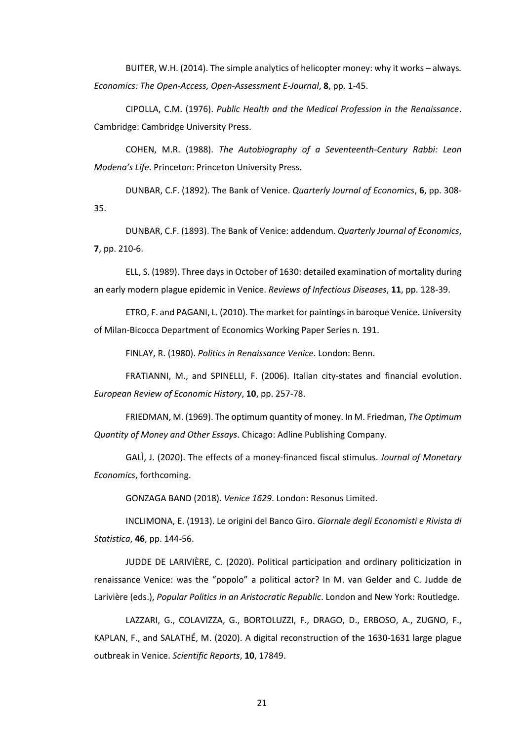BUITER, W.H. (2014). The simple analytics of helicopter money: why it works – always. *Economics: The Open-Access, Open-Assessment E-Journal*, **8**, pp. 1-45.

CIPOLLA, C.M. (1976). *Public Health and the Medical Profession in the Renaissance*. Cambridge: Cambridge University Press.

COHEN, M.R. (1988). *The Autobiography of a Seventeenth-Century Rabbi: Leon Modena's Life*. Princeton: Princeton University Press.

DUNBAR, C.F. (1892). The Bank of Venice. *Quarterly Journal of Economics*, **6**, pp. 308-35.

DUNBAR, C.F. (1893). The Bank of Venice: addendum. *Quarterly Journal of Economics*, **7**, pp. 210-6.

ELL, S. (1989). Three days in October of 1630: detailed examination of mortality during an early modern plague epidemic in Venice. *Reviews of Infectious Diseases*, **11**, pp. 128-39.

ETRO, F. and PAGANI, L. (2010). The market for paintings in baroque Venice. University of Milan-Bicocca Department of Economics Working Paper Series n. 191.

FINLAY, R. (1980). *Politics in Renaissance Venice*. London: Benn.

FRATIANNI, M., and SPINELLI, F. (2006). Italian city-states and financial evolution. *European Review of Economic History*, **10**, pp. 257-78.

FRIEDMAN, M. (1969). The optimum quantity of money. In M. Friedman, *The Optimum Quantity of Money and Other Essays*. Chicago: Adline Publishing Company.

GALÌ, J. (2020). The effects of a money-financed fiscal stimulus. *Journal of Monetary Economics*, forthcoming.

GONZAGA BAND (2018). *Venice 1629*. London: Resonus Limited.

INCLIMONA, E. (1913). Le origini del Banco Giro. *Giornale degli Economisti e Rivista di Statistica*, **46**, pp. 144-56.

JUDDE DE LARIVIÈRE, C. (2020). Political participation and ordinary politicization in renaissance Venice: was the "popolo" a political actor? In M. van Gelder and C. Judde de Larivière (eds.), *Popular Politics in an Aristocratic Republic*. London and New York: Routledge.

LAZZARI, G., COLAVIZZA, G., BORTOLUZZI, F., DRAGO, D., ERBOSO, A., ZUGNO, F., KAPLAN, F., and SALATHÉ, M. (2020). A digital reconstruction of the 1630-1631 large plague outbreak in Venice. *Scientific Reports*, **10**, 17849.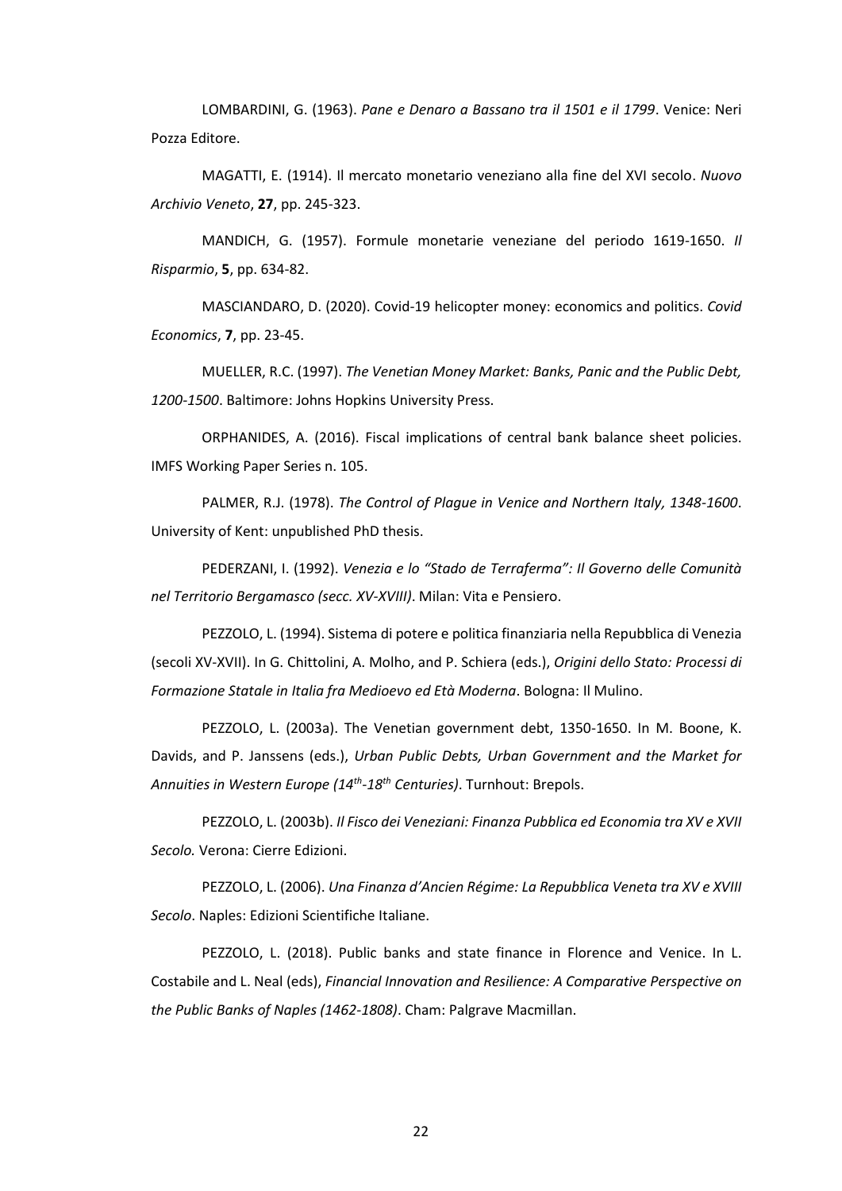LOMBARDINI, G. (1963). *Pane e Denaro a Bassano tra il 1501 e il 1799*. Venice: Neri Pozza Editore.

MAGATTI, E. (1914). Il mercato monetario veneziano alla fine del XVI secolo. *Nuovo Archivio Veneto*, **27**, pp. 245-323.

MANDICH, G. (1957). Formule monetarie veneziane del periodo 1619-1650. *Il Risparmio*, **5**, pp. 634-82.

MASCIANDARO, D. (2020). Covid-19 helicopter money: economics and politics. *Covid Economics*, **7**, pp. 23-45.

MUELLER, R.C. (1997). *The Venetian Money Market: Banks, Panic and the Public Debt, 1200-1500*. Baltimore: Johns Hopkins University Press.

ORPHANIDES, A. (2016). Fiscal implications of central bank balance sheet policies. IMFS Working Paper Series n. 105.

PALMER, R.J. (1978). *The Control of Plague in Venice and Northern Italy, 1348-1600*. University of Kent: unpublished PhD thesis.

PEDERZANI, I. (1992). *Venezia e lo "Stado de Terraferma": Il Governo delle Comunità nel Territorio Bergamasco (secc. XV-XVIII)*. Milan: Vita e Pensiero.

PEZZOLO, L. (1994). Sistema di potere e politica finanziaria nella Repubblica di Venezia (secoli XV-XVII). In G. Chittolini, A. Molho, and P. Schiera (eds.), *Origini dello Stato: Processi di Formazione Statale in Italia fra Medioevo ed Età Moderna*. Bologna: Il Mulino.

PEZZOLO, L. (2003a). The Venetian government debt, 1350-1650. In M. Boone, K. Davids, and P. Janssens (eds.), *Urban Public Debts, Urban Government and the Market for Annuities in Western Europe (14th-18th Centuries)*. Turnhout: Brepols.

PEZZOLO, L. (2003b). *Il Fisco dei Veneziani: Finanza Pubblica ed Economia tra XV e XVII Secolo.* Verona: Cierre Edizioni.

PEZZOLO, L. (2006). *Una Finanza d'Ancien Régime: La Repubblica Veneta tra XV e XVIII Secolo*. Naples: Edizioni Scientifiche Italiane.

PEZZOLO, L. (2018). Public banks and state finance in Florence and Venice. In L. Costabile and L. Neal (eds), *Financial Innovation and Resilience: A Comparative Perspective on the Public Banks of Naples (1462-1808)*. Cham: Palgrave Macmillan.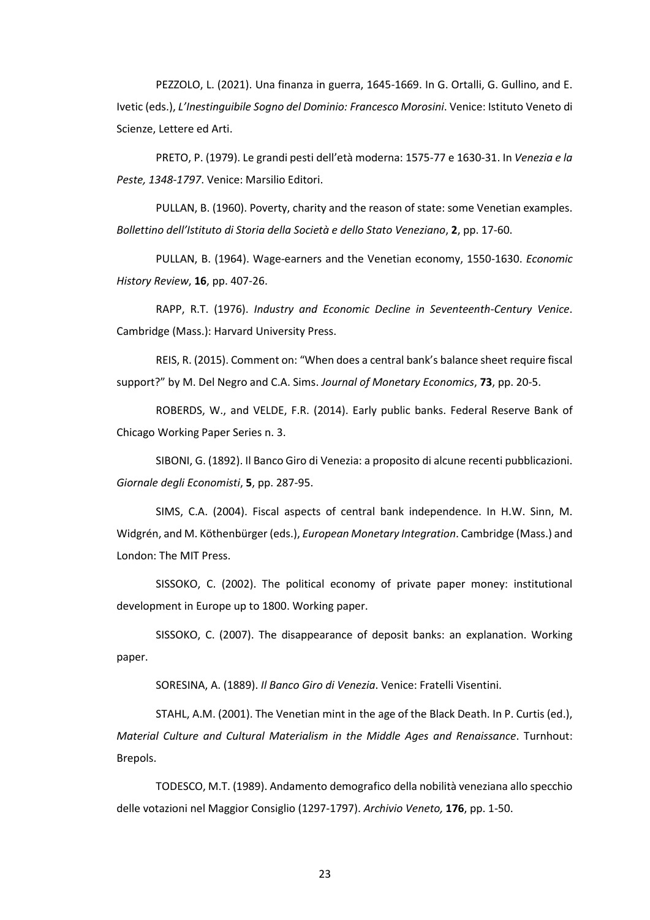PEZZOLO, L. (2021). Una finanza in guerra, 1645-1669. In G. Ortalli, G. Gullino, and E. Ivetic (eds.), *L'Inestinguibile Sogno del Dominio: Francesco Morosini*. Venice: Istituto Veneto di Scienze, Lettere ed Arti.

PRETO, P. (1979). Le grandi pesti dell'età moderna: 1575-77 e 1630-31. In *Venezia e la Peste, 1348-1797*. Venice: Marsilio Editori.

PULLAN, B. (1960). Poverty, charity and the reason of state: some Venetian examples. *Bollettino dell'Istituto di Storia della Società e dello Stato Veneziano*, **2**, pp. 17-60.

PULLAN, B. (1964). Wage-earners and the Venetian economy, 1550-1630. *Economic History Review*, **16**, pp. 407-26.

RAPP, R.T. (1976). *Industry and Economic Decline in Seventeenth-Century Venice*. Cambridge (Mass.): Harvard University Press.

REIS, R. (2015). Comment on: "When does a central bank's balance sheet require fiscal support?" by M. Del Negro and C.A. Sims. *Journal of Monetary Economics*, **73**, pp. 20-5.

ROBERDS, W., and VELDE, F.R. (2014). Early public banks. Federal Reserve Bank of Chicago Working Paper Series n. 3.

SIBONI, G. (1892). Il Banco Giro di Venezia: a proposito di alcune recenti pubblicazioni. *Giornale degli Economisti*, **5**, pp. 287-95.

SIMS, C.A. (2004). Fiscal aspects of central bank independence. In H.W. Sinn, M. Widgrén, and M. Köthenbürger (eds.), *European Monetary Integration*. Cambridge (Mass.) and London: The MIT Press.

SISSOKO, C. (2002). The political economy of private paper money: institutional development in Europe up to 1800. Working paper.

SISSOKO, C. (2007). The disappearance of deposit banks: an explanation. Working paper.

SORESINA, A. (1889). *Il Banco Giro di Venezia*. Venice: Fratelli Visentini.

STAHL, A.M. (2001). The Venetian mint in the age of the Black Death. In P. Curtis (ed.), *Material Culture and Cultural Materialism in the Middle Ages and Renaissance*. Turnhout: Brepols.

TODESCO, M.T. (1989). Andamento demografico della nobiltà veneziana allo specchio delle votazioni nel Maggior Consiglio (1297-1797). *Archivio Veneto,* **176**, pp. 1-50.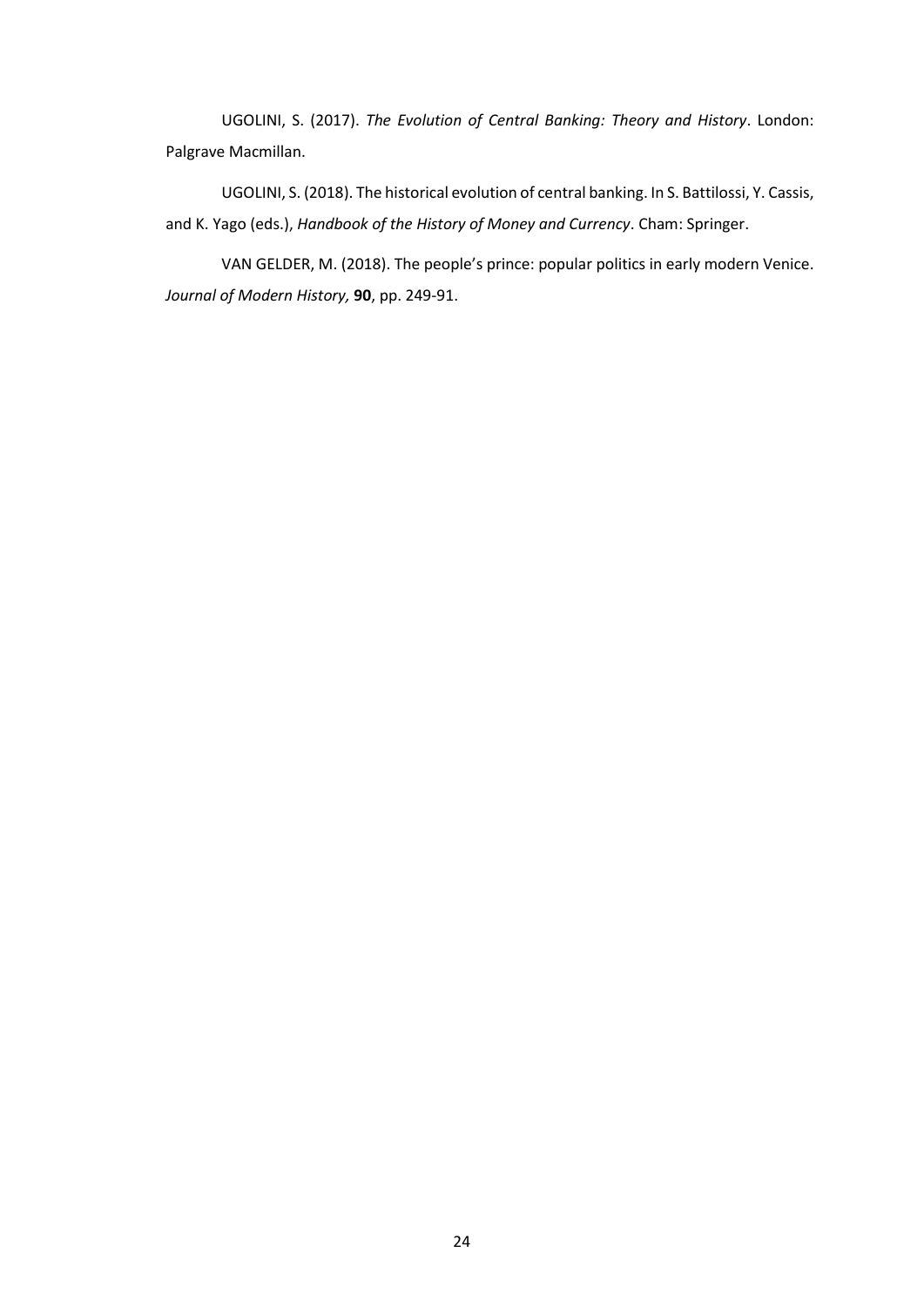UGOLINI, S. (2017). *The Evolution of Central Banking: Theory and History*. London: Palgrave Macmillan.

UGOLINI, S. (2018). The historical evolution of central banking. In S. Battilossi, Y. Cassis, and K. Yago (eds.), *Handbook of the History of Money and Currency*. Cham: Springer.

VAN GELDER, M. (2018). The people's prince: popular politics in early modern Venice. *Journal of Modern History,* **90**, pp. 249-91.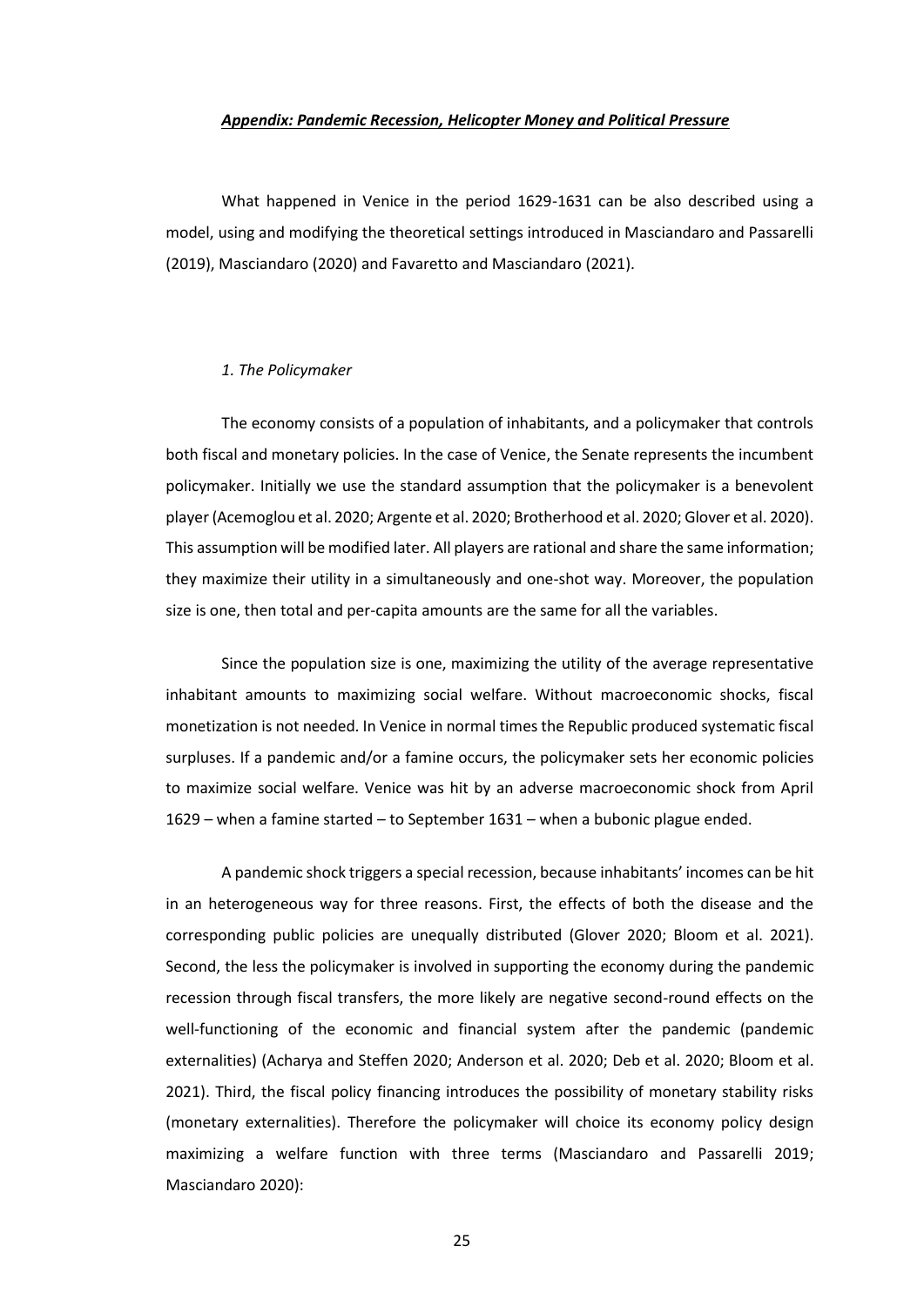## *Appendix: Pandemic Recession, Helicopter Money and Political Pressure*

What happened in Venice in the period 1629-1631 can be also described using a model, using and modifying the theoretical settings introduced in Masciandaro and Passarelli (2019), Masciandaro (2020) and Favaretto and Masciandaro (2021).

### *1. The Policymaker*

The economy consists of a population of inhabitants, and a policymaker that controls both fiscal and monetary policies. In the case of Venice, the Senate represents the incumbent policymaker. Initially we use the standard assumption that the policymaker is a benevolent player (Acemoglou et al. 2020; Argente et al. 2020; Brotherhood et al. 2020; Glover et al. 2020). This assumption will be modified later. All players are rational and share the same information; they maximize their utility in a simultaneously and one-shot way. Moreover, the population size is one, then total and per-capita amounts are the same for all the variables.

Since the population size is one, maximizing the utility of the average representative inhabitant amounts to maximizing social welfare. Without macroeconomic shocks, fiscal monetization is not needed. In Venice in normal times the Republic produced systematic fiscal surpluses. If a pandemic and/or a famine occurs, the policymaker sets her economic policies to maximize social welfare. Venice was hit by an adverse macroeconomic shock from April 1629 – when a famine started – to September 1631 – when a bubonic plague ended.

A pandemic shock triggers a special recession, because inhabitants' incomes can be hit in an heterogeneous way for three reasons. First, the effects of both the disease and the corresponding public policies are unequally distributed (Glover 2020; Bloom et al. 2021). Second, the less the policymaker is involved in supporting the economy during the pandemic recession through fiscal transfers, the more likely are negative second-round effects on the well-functioning of the economic and financial system after the pandemic (pandemic externalities) (Acharya and Steffen 2020; Anderson et al. 2020; Deb et al. 2020; Bloom et al. 2021). Third, the fiscal policy financing introduces the possibility of monetary stability risks (monetary externalities). Therefore the policymaker will choice its economy policy design maximizing a welfare function with three terms (Masciandaro and Passarelli 2019; Masciandaro 2020):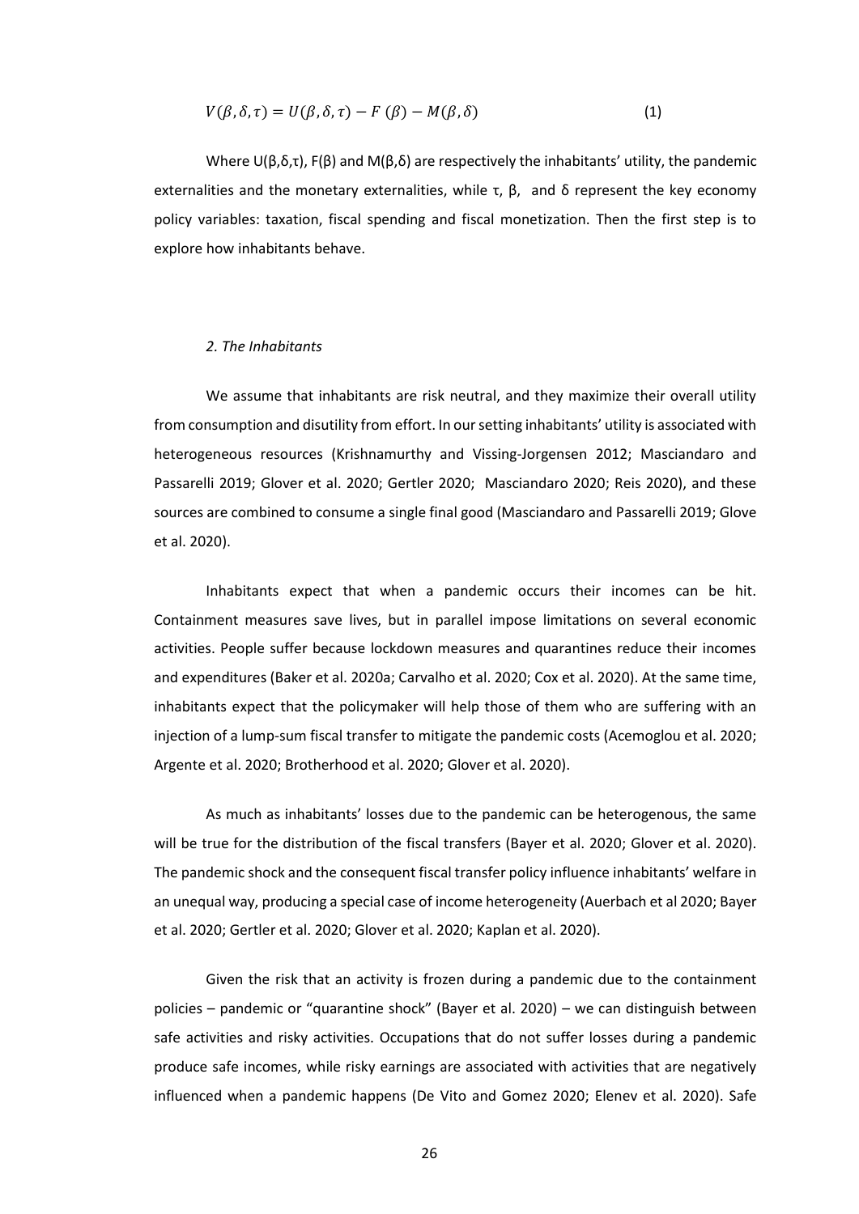$$V(\beta, \delta, \tau) = U(\beta, \delta, \tau) - F(\beta) - M(\beta, \delta) \tag{1}$$

Where $U(\beta,\delta,\tau)$, $F(\beta)$ and $M(\beta,\delta)$ are respectively the inhabitants' utility, the pandemic externalities and the monetary externalities, while $\tau$, $\beta$, and $\delta$ represent the key economy policy variables: taxation, fiscal spending and fiscal monetization. Then the first step is to explore how inhabitants behave.

### *2. The Inhabitants*

We assume that inhabitants are risk neutral, and they maximize their overall utility from consumption and disutility from effort. In our setting inhabitants' utility is associated with heterogeneous resources (Krishnamurthy and Vissing-Jorgensen 2012; Masciandaro and Passarelli 2019; Glover et al. 2020; Gertler 2020; Masciandaro 2020; Reis 2020), and these sources are combined to consume a single final good (Masciandaro and Passarelli 2019; Glove et al. 2020).

Inhabitants expect that when a pandemic occurs their incomes can be hit. Containment measures save lives, but in parallel impose limitations on several economic activities. People suffer because lockdown measures and quarantines reduce their incomes and expenditures (Baker et al. 2020a; Carvalho et al. 2020; Cox et al. 2020). At the same time, inhabitants expect that the policymaker will help those of them who are suffering with an injection of a lump-sum fiscal transfer to mitigate the pandemic costs (Acemoglou et al. 2020; Argente et al. 2020; Brotherhood et al. 2020; Glover et al. 2020).

As much as inhabitants' losses due to the pandemic can be heterogenous, the same will be true for the distribution of the fiscal transfers (Bayer et al. 2020; Glover et al. 2020). The pandemic shock and the consequent fiscal transfer policy influence inhabitants' welfare in an unequal way, producing a special case of income heterogeneity (Auerbach et al 2020; Bayer et al. 2020; Gertler et al. 2020; Glover et al. 2020; Kaplan et al. 2020).

Given the risk that an activity is frozen during a pandemic due to the containment policies – pandemic or "quarantine shock" (Bayer et al. 2020) – we can distinguish between safe activities and risky activities. Occupations that do not suffer losses during a pandemic produce safe incomes, while risky earnings are associated with activities that are negatively influenced when a pandemic happens (De Vito and Gomez 2020; Elenev et al. 2020). Safe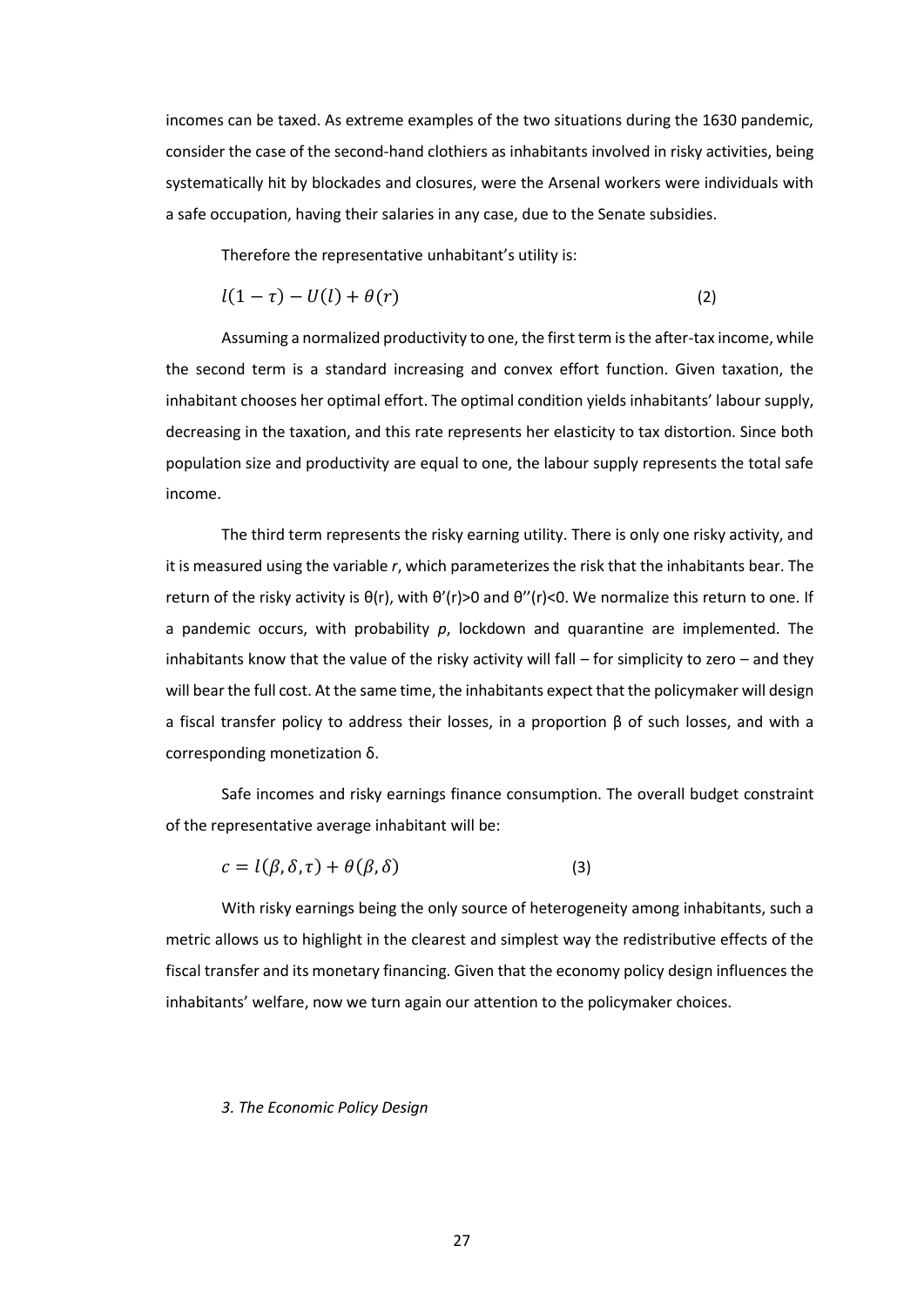incomes can be taxed. As extreme examples of the two situations during the 1630 pandemic, consider the case of the second-hand clothiers as inhabitants involved in risky activities, being systematically hit by blockades and closures, were the Arsenal workers were individuals with a safe occupation, having their salaries in any case, due to the Senate subsidies.

Therefore the representative unhabitant's utility is:

$$l(1-\tau) - U(l) + \theta(r) \tag{2}$$

Assuming a normalized productivity to one, the first term is the after-tax income, while the second term is a standard increasing and convex effort function. Given taxation, the inhabitant chooses her optimal effort. The optimal condition yields inhabitants' labour supply, decreasing in the taxation, and this rate represents her elasticity to tax distortion. Since both population size and productivity are equal to one, the labour supply represents the total safe income.

The third term represents the risky earning utility. There is only one risky activity, and it is measured using the variable *r*, which parameterizes the risk that the inhabitants bear. The return of the risky activity is $\theta(r)$, with $\theta'(r)>0$ and $\theta''(r)<0$. We normalize this return to one. If a pandemic occurs, with probability *p*, lockdown and quarantine are implemented. The inhabitants know that the value of the risky activity will fall – for simplicity to zero – and they will bear the full cost. At the same time, the inhabitants expect that the policymaker will design a fiscal transfer policy to address their losses, in a proportion $\beta$ of such losses, and with a corresponding monetization $\delta$.

Safe incomes and risky earnings finance consumption. The overall budget constraint of the representative average inhabitant will be:

$$c = l(\beta, \delta, \tau) + \theta(\beta, \delta) \tag{3}$$

With risky earnings being the only source of heterogeneity among inhabitants, such a metric allows us to highlight in the clearest and simplest way the redistributive effects of the fiscal transfer and its monetary financing. Given that the economy policy design influences the inhabitants' welfare, now we turn again our attention to the policymaker choices.

### *3. The Economic Policy Design*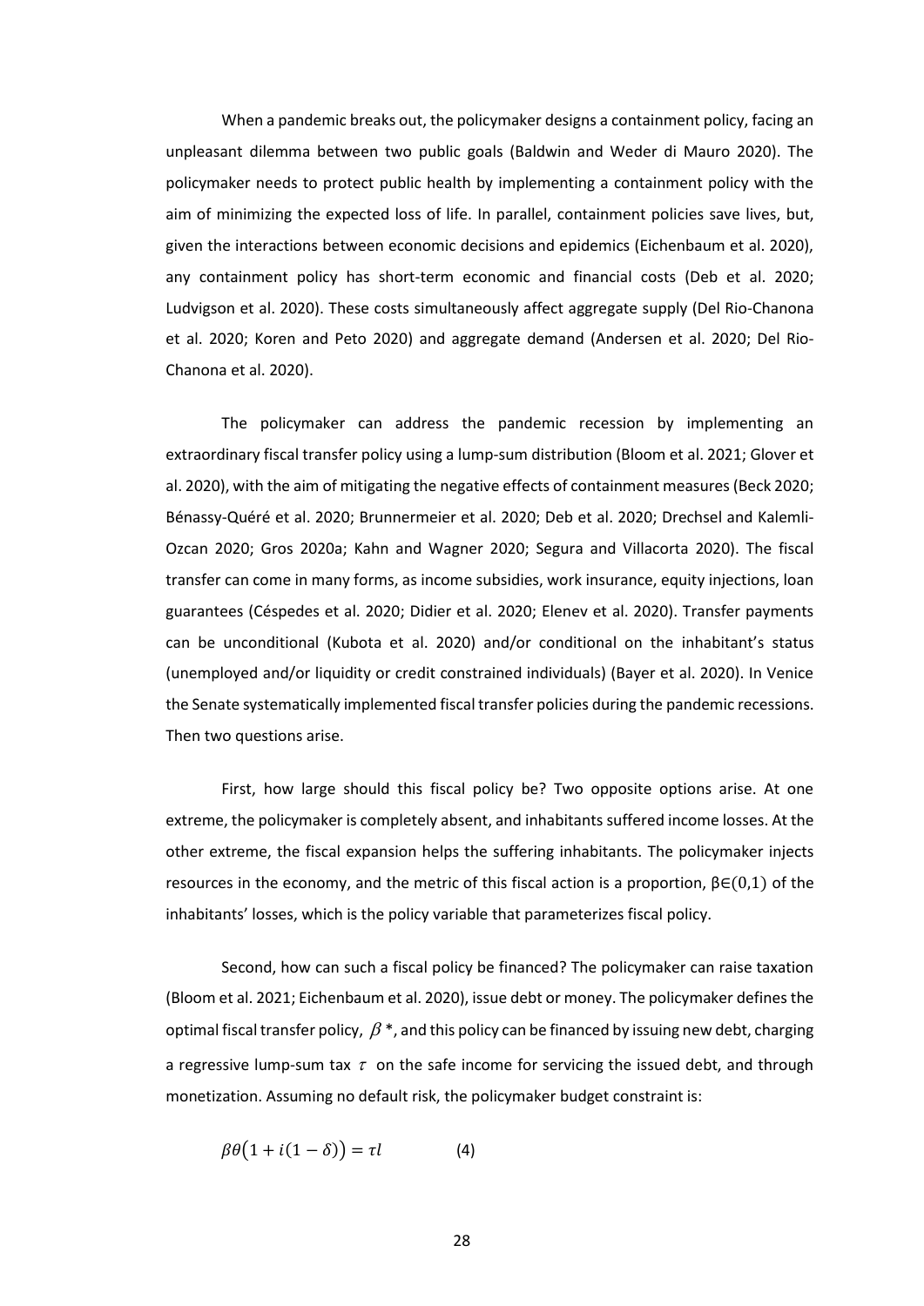When a pandemic breaks out, the policymaker designs a containment policy, facing an unpleasant dilemma between two public goals (Baldwin and Weder di Mauro 2020). The policymaker needs to protect public health by implementing a containment policy with the aim of minimizing the expected loss of life. In parallel, containment policies save lives, but, given the interactions between economic decisions and epidemics (Eichenbaum et al. 2020), any containment policy has short-term economic and financial costs (Deb et al. 2020; Ludvigson et al. 2020). These costs simultaneously affect aggregate supply (Del Rio-Chanona et al. 2020; Koren and Peto 2020) and aggregate demand (Andersen et al. 2020; Del Rio-Chanona et al. 2020).

The policymaker can address the pandemic recession by implementing an extraordinary fiscal transfer policy using a lump-sum distribution (Bloom et al. 2021; Glover et al. 2020), with the aim of mitigating the negative effects of containment measures (Beck 2020; Bénassy-Quéré et al. 2020; Brunnermeier et al. 2020; Deb et al. 2020; Drechsel and Kalemli-Ozcan 2020; Gros 2020a; Kahn and Wagner 2020; Segura and Villacorta 2020). The fiscal transfer can come in many forms, as income subsidies, work insurance, equity injections, loan guarantees (Céspedes et al. 2020; Didier et al. 2020; Elenev et al. 2020). Transfer payments can be unconditional (Kubota et al. 2020) and/or conditional on the inhabitant's status (unemployed and/or liquidity or credit constrained individuals) (Bayer et al. 2020). In Venice the Senate systematically implemented fiscal transfer policies during the pandemic recessions. Then two questions arise.

First, how large should this fiscal policy be? Two opposite options arise. At one extreme, the policymaker is completely absent, and inhabitants suffered income losses. At the other extreme, the fiscal expansion helps the suffering inhabitants. The policymaker injects resources in the economy, and the metric of this fiscal action is a proportion, $\beta \in (0,1)$ of the inhabitants' losses, which is the policy variable that parameterizes fiscal policy.

Second, how can such a fiscal policy be financed? The policymaker can raise taxation (Bloom et al. 2021; Eichenbaum et al. 2020), issue debt or money. The policymaker defines the optimal fiscal transfer policy, $\beta^*$, and this policy can be financed by issuing new debt, charging a regressive lump-sum tax $\tau$ on the safe income for servicing the issued debt, and through monetization. Assuming no default risk, the policymaker budget constraint is:

$$\beta\theta\big(1 + i(1 - \delta)\big) = \tau l \qquad (4)$$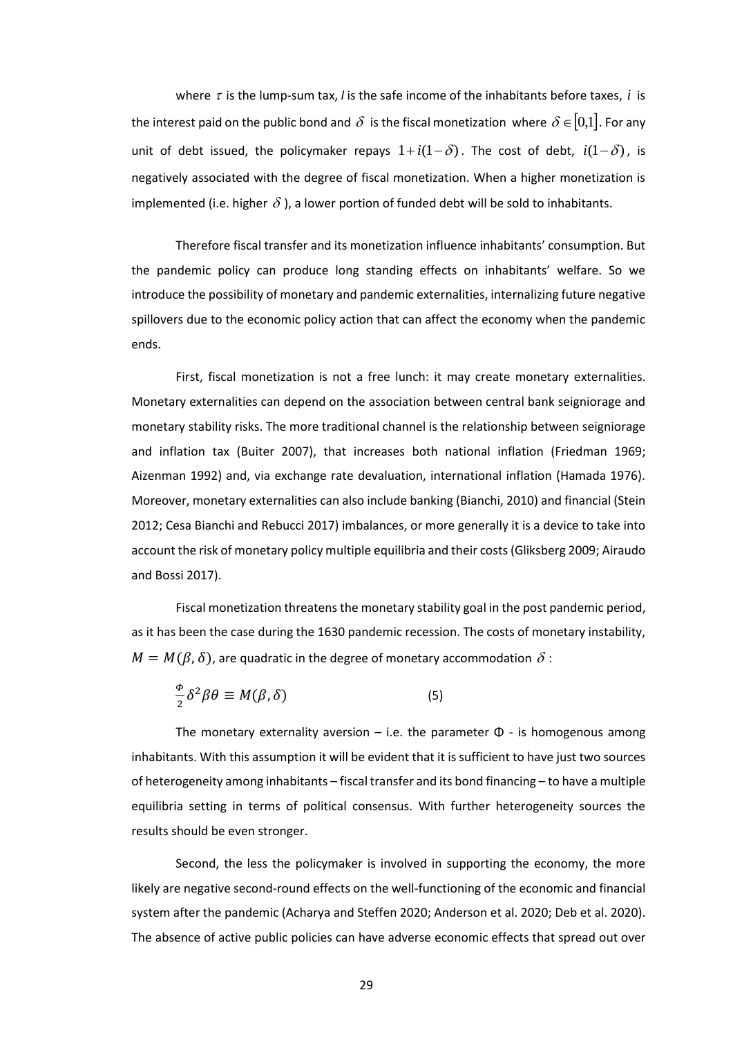where $\tau$ is the lump-sum tax, $l$ is the safe income of the inhabitants before taxes, $i$ is the interest paid on the public bond and $\delta$ is the fiscal monetization where $\delta \in [0,1]$. For any unit of debt issued, the policymaker repays $1+i(1-\delta)$. The cost of debt, $i(1-\delta)$, is negatively associated with the degree of fiscal monetization. When a higher monetization is implemented (i.e. higher $\delta$ ), a lower portion of funded debt will be sold to inhabitants.

Therefore fiscal transfer and its monetization influence inhabitants' consumption. But the pandemic policy can produce long standing effects on inhabitants' welfare. So we introduce the possibility of monetary and pandemic externalities, internalizing future negative spillovers due to the economic policy action that can affect the economy when the pandemic ends.

First, fiscal monetization is not a free lunch: it may create monetary externalities. Monetary externalities can depend on the association between central bank seigniorage and monetary stability risks. The more traditional channel is the relationship between seigniorage and inflation tax (Buiter 2007), that increases both national inflation (Friedman 1969; Aizenman 1992) and, via exchange rate devaluation, international inflation (Hamada 1976). Moreover, monetary externalities can also include banking (Bianchi, 2010) and financial (Stein 2012; Cesa Bianchi and Rebucci 2017) imbalances, or more generally it is a device to take into account the risk of monetary policy multiple equilibria and their costs (Gliksberg 2009; Airaudo and Bossi 2017).

Fiscal monetization threatens the monetary stability goal in the post pandemic period, as it has been the case during the 1630 pandemic recession. The costs of monetary instability, $M = M(\beta, \delta)$, are quadratic in the degree of monetary accommodation $\delta$ :

$$\frac{\Phi}{2}\delta^2\beta\theta \equiv M(\beta, \delta) \qquad (5)$$

The monetary externality aversion – i.e. the parameter $\Phi$ - is homogenous among inhabitants. With this assumption it will be evident that it is sufficient to have just two sources of heterogeneity among inhabitants – fiscal transfer and its bond financing – to have a multiple equilibria setting in terms of political consensus. With further heterogeneity sources the results should be even stronger.

Second, the less the policymaker is involved in supporting the economy, the more likely are negative second-round effects on the well-functioning of the economic and financial system after the pandemic (Acharya and Steffen 2020; Anderson et al. 2020; Deb et al. 2020). The absence of active public policies can have adverse economic effects that spread out over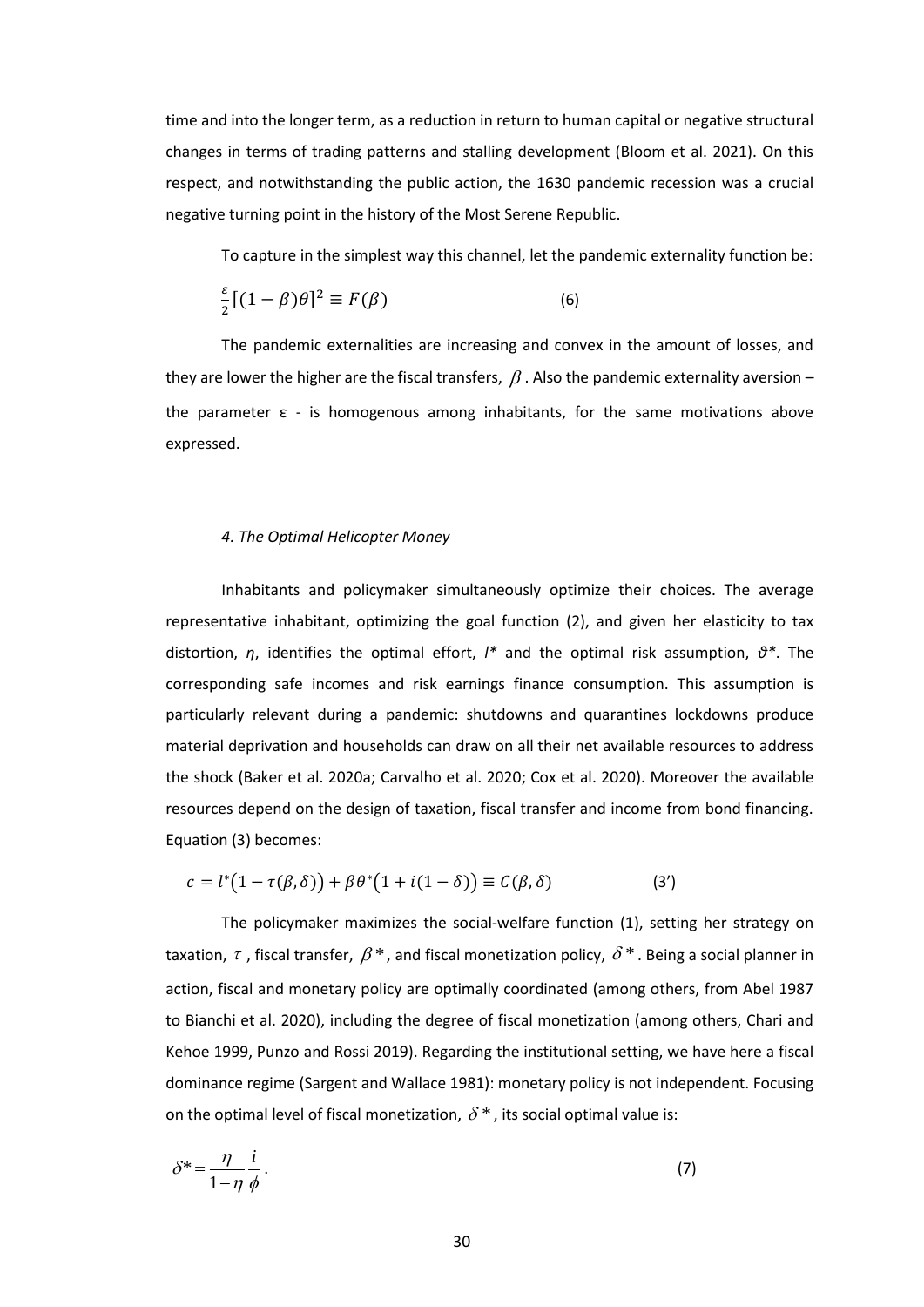time and into the longer term, as a reduction in return to human capital or negative structural changes in terms of trading patterns and stalling development (Bloom et al. 2021). On this respect, and notwithstanding the public action, the 1630 pandemic recession was a crucial negative turning point in the history of the Most Serene Republic.

To capture in the simplest way this channel, let the pandemic externality function be:

$$\frac{\varepsilon}{2}[(1-\beta)\theta]^2 \equiv F(\beta) \tag{6}$$

The pandemic externalities are increasing and convex in the amount of losses, and they are lower the higher are the fiscal transfers, $\beta$. Also the pandemic externality aversion – the parameter ε - is homogenous among inhabitants, for the same motivations above expressed.

### *4. The Optimal Helicopter Money*

Inhabitants and policymaker simultaneously optimize their choices. The average representative inhabitant, optimizing the goal function (2), and given her elasticity to tax distortion, $\eta$, identifies the optimal effort, $l^*$ and the optimal risk assumption, $\vartheta^*$. The corresponding safe incomes and risk earnings finance consumption. This assumption is particularly relevant during a pandemic: shutdowns and quarantines lockdowns produce material deprivation and households can draw on all their net available resources to address the shock (Baker et al. 2020a; Carvalho et al. 2020; Cox et al. 2020). Moreover the available resources depend on the design of taxation, fiscal transfer and income from bond financing. Equation (3) becomes:

$$c = l^*\big(1-\tau(\beta,\delta)\big) + \beta\theta^*\big(1+i(1-\delta)\big) \equiv C(\beta,\delta) \tag{3'}$$

The policymaker maximizes the social-welfare function (1), setting her strategy on taxation, $\tau$, fiscal transfer, $\beta^*$, and fiscal monetization policy, $\delta^*$. Being a social planner in action, fiscal and monetary policy are optimally coordinated (among others, from Abel 1987 to Bianchi et al. 2020), including the degree of fiscal monetization (among others, Chari and Kehoe 1999, Punzo and Rossi 2019). Regarding the institutional setting, we have here a fiscal dominance regime (Sargent and Wallace 1981): monetary policy is not independent. Focusing on the optimal level of fiscal monetization, $\delta^*$, its social optimal value is:

$$\delta^* = \frac{\eta}{1-\eta}\frac{i}{\phi}. \tag{7}$$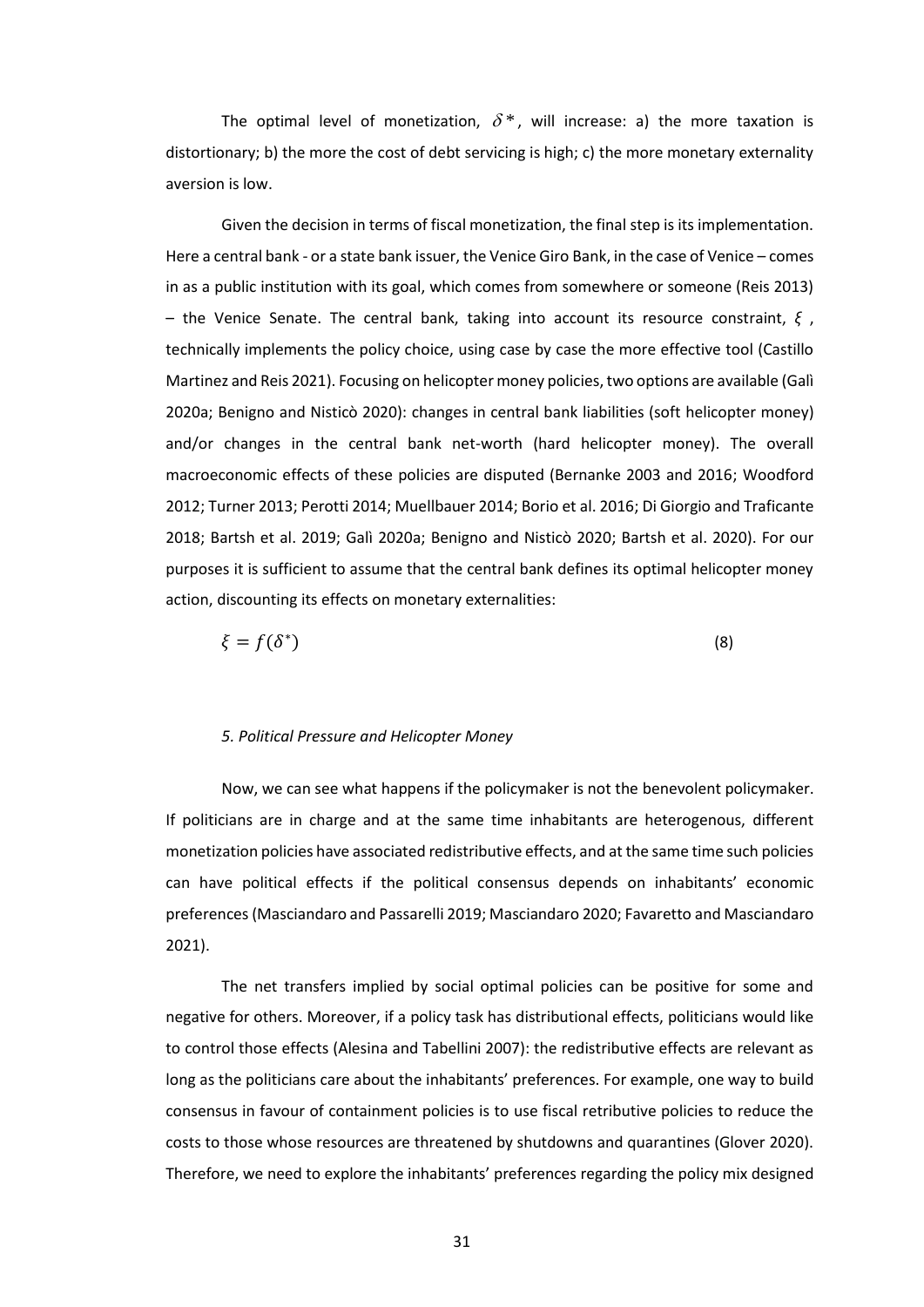The optimal level of monetization, $\delta^*$, will increase: a) the more taxation is distortionary; b) the more the cost of debt servicing is high; c) the more monetary externality aversion is low.

Given the decision in terms of fiscal monetization, the final step is its implementation. Here a central bank - or a state bank issuer, the Venice Giro Bank, in the case of Venice – comes in as a public institution with its goal, which comes from somewhere or someone (Reis 2013) – the Venice Senate. The central bank, taking into account its resource constraint, $\xi$, technically implements the policy choice, using case by case the more effective tool (Castillo Martinez and Reis 2021). Focusing on helicopter money policies, two options are available (Galì 2020a; Benigno and Nisticò 2020): changes in central bank liabilities (soft helicopter money) and/or changes in the central bank net-worth (hard helicopter money). The overall macroeconomic effects of these policies are disputed (Bernanke 2003 and 2016; Woodford 2012; Turner 2013; Perotti 2014; Muellbauer 2014; Borio et al. 2016; Di Giorgio and Traficante 2018; Bartsh et al. 2019; Galì 2020a; Benigno and Nisticò 2020; Bartsh et al. 2020). For our purposes it is sufficient to assume that the central bank defines its optimal helicopter money action, discounting its effects on monetary externalities:

$$\xi = f(\delta^*) \tag{8}$$

### *5. Political Pressure and Helicopter Money*

Now, we can see what happens if the policymaker is not the benevolent policymaker. If politicians are in charge and at the same time inhabitants are heterogenous, different monetization policies have associated redistributive effects, and at the same time such policies can have political effects if the political consensus depends on inhabitants' economic preferences (Masciandaro and Passarelli 2019; Masciandaro 2020; Favaretto and Masciandaro 2021).

The net transfers implied by social optimal policies can be positive for some and negative for others. Moreover, if a policy task has distributional effects, politicians would like to control those effects (Alesina and Tabellini 2007): the redistributive effects are relevant as long as the politicians care about the inhabitants' preferences. For example, one way to build consensus in favour of containment policies is to use fiscal retributive policies to reduce the costs to those whose resources are threatened by shutdowns and quarantines (Glover 2020). Therefore, we need to explore the inhabitants' preferences regarding the policy mix designed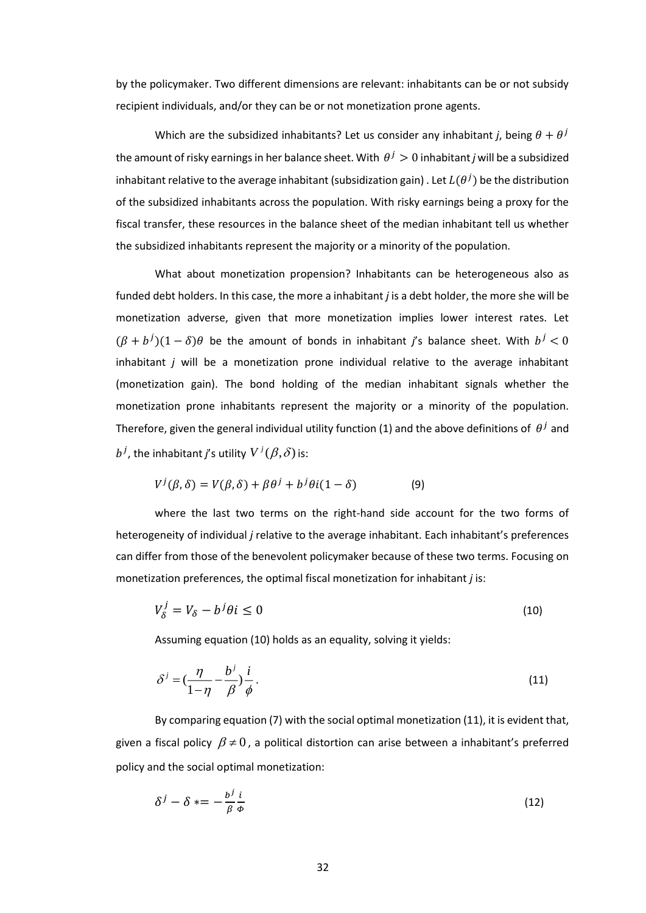by the policymaker. Two different dimensions are relevant: inhabitants can be or not subsidy recipient individuals, and/or they can be or not monetization prone agents.

Which are the subsidized inhabitants? Let us consider any inhabitant *j*, being $\theta + \theta^j$ the amount of risky earnings in her balance sheet. With $\theta^j > 0$ inhabitant *j* will be a subsidized inhabitant relative to the average inhabitant (subsidization gain) . Let $L(\theta^j)$ be the distribution of the subsidized inhabitants across the population. With risky earnings being a proxy for the fiscal transfer, these resources in the balance sheet of the median inhabitant tell us whether the subsidized inhabitants represent the majority or a minority of the population.

What about monetization propension? Inhabitants can be heterogeneous also as funded debt holders. In this case, the more a inhabitant *j* is a debt holder, the more she will be monetization adverse, given that more monetization implies lower interest rates. Let $(\beta + b^j)(1 - \delta)\theta$ be the amount of bonds in inhabitant *j*'s balance sheet. With $b^j < 0$ inhabitant *j* will be a monetization prone individual relative to the average inhabitant (monetization gain). The bond holding of the median inhabitant signals whether the monetization prone inhabitants represent the majority or a minority of the population. Therefore, given the general individual utility function (1) and the above definitions of $\theta^j$ and $b^j$, the inhabitant *j*'s utility $V^j(\beta, \delta)$ is:

$$V^j(\beta, \delta) = V(\beta, \delta) + \beta\theta^j + b^j\theta i(1 - \delta) \qquad (9)$$

where the last two terms on the right-hand side account for the two forms of heterogeneity of individual *j* relative to the average inhabitant. Each inhabitant's preferences can differ from those of the benevolent policymaker because of these two terms. Focusing on monetization preferences, the optimal fiscal monetization for inhabitant *j* is:

$$V_\delta^j = V_\delta - b^j\theta i \leq 0 \qquad (10)$$

Assuming equation (10) holds as an equality, solving it yields:

$$\delta^j = \left(\frac{\eta}{1-\eta} - \frac{b^j}{\beta}\right)\frac{i}{\phi}. \qquad (11)$$

By comparing equation (7) with the social optimal monetization (11), it is evident that, given a fiscal policy $\beta \neq 0$, a political distortion can arise between a inhabitant's preferred policy and the social optimal monetization:

$$\delta^j - \delta * = -\frac{b^j}{\beta}\frac{i}{\Phi} \qquad (12)$$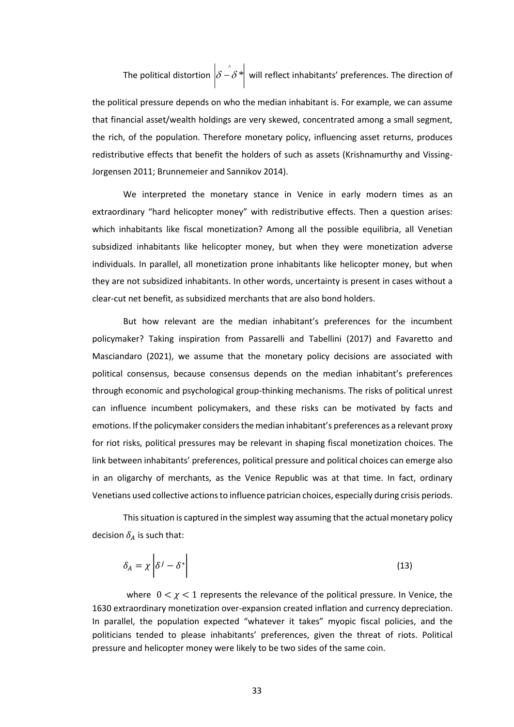The political distortion $\left|\delta - \hat{\delta}^*\right|$ will reflect inhabitants' preferences. The direction of the political pressure depends on who the median inhabitant is. For example, we can assume that financial asset/wealth holdings are very skewed, concentrated among a small segment, the rich, of the population. Therefore monetary policy, influencing asset returns, produces redistributive effects that benefit the holders of such as assets (Krishnamurthy and Vissing-Jorgensen 2011; Brunnemeier and Sannikov 2014).

We interpreted the monetary stance in Venice in early modern times as an extraordinary "hard helicopter money" with redistributive effects. Then a question arises: which inhabitants like fiscal monetization? Among all the possible equilibria, all Venetian subsidized inhabitants like helicopter money, but when they were monetization adverse individuals. In parallel, all monetization prone inhabitants like helicopter money, but when they are not subsidized inhabitants. In other words, uncertainty is present in cases without a clear-cut net benefit, as subsidized merchants that are also bond holders.

But how relevant are the median inhabitant's preferences for the incumbent policymaker? Taking inspiration from Passarelli and Tabellini (2017) and Favaretto and Masciandaro (2021), we assume that the monetary policy decisions are associated with political consensus, because consensus depends on the median inhabitant's preferences through economic and psychological group-thinking mechanisms. The risks of political unrest can influence incumbent policymakers, and these risks can be motivated by facts and emotions. If the policymaker considers the median inhabitant's preferences as a relevant proxy for riot risks, political pressures may be relevant in shaping fiscal monetization choices. The link between inhabitants' preferences, political pressure and political choices can emerge also in an oligarchy of merchants, as the Venice Republic was at that time. In fact, ordinary Venetians used collective actions to influence patrician choices, especially during crisis periods.

This situation is captured in the simplest way assuming that the actual monetary policy decision $\delta_A$ is such that:

$$\delta_A = \chi \left|\delta^j - \delta^*\right| \tag{13}$$

where $0 < \chi < 1$ represents the relevance of the political pressure. In Venice, the 1630 extraordinary monetization over-expansion created inflation and currency depreciation. In parallel, the population expected "whatever it takes" myopic fiscal policies, and the politicians tended to please inhabitants' preferences, given the threat of riots. Political pressure and helicopter money were likely to be two sides of the same coin.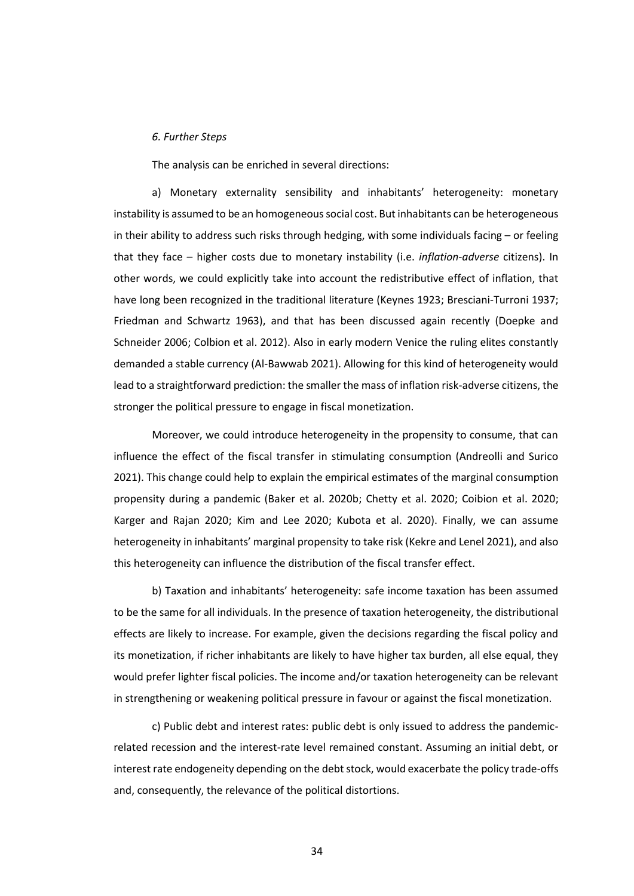*6. Further Steps*

The analysis can be enriched in several directions:

a) Monetary externality sensibility and inhabitants' heterogeneity: monetary instability is assumed to be an homogeneous social cost. But inhabitants can be heterogeneous in their ability to address such risks through hedging, with some individuals facing – or feeling that they face – higher costs due to monetary instability (i.e. *inflation-adverse* citizens). In other words, we could explicitly take into account the redistributive effect of inflation, that have long been recognized in the traditional literature (Keynes 1923; Bresciani-Turroni 1937; Friedman and Schwartz 1963), and that has been discussed again recently (Doepke and Schneider 2006; Colbion et al. 2012). Also in early modern Venice the ruling elites constantly demanded a stable currency (Al-Bawwab 2021). Allowing for this kind of heterogeneity would lead to a straightforward prediction: the smaller the mass of inflation risk-adverse citizens, the stronger the political pressure to engage in fiscal monetization.

Moreover, we could introduce heterogeneity in the propensity to consume, that can influence the effect of the fiscal transfer in stimulating consumption (Andreolli and Surico 2021). This change could help to explain the empirical estimates of the marginal consumption propensity during a pandemic (Baker et al. 2020b; Chetty et al. 2020; Coibion et al. 2020; Karger and Rajan 2020; Kim and Lee 2020; Kubota et al. 2020). Finally, we can assume heterogeneity in inhabitants' marginal propensity to take risk (Kekre and Lenel 2021), and also this heterogeneity can influence the distribution of the fiscal transfer effect.

b) Taxation and inhabitants' heterogeneity: safe income taxation has been assumed to be the same for all individuals. In the presence of taxation heterogeneity, the distributional effects are likely to increase. For example, given the decisions regarding the fiscal policy and its monetization, if richer inhabitants are likely to have higher tax burden, all else equal, they would prefer lighter fiscal policies. The income and/or taxation heterogeneity can be relevant in strengthening or weakening political pressure in favour or against the fiscal monetization.

c) Public debt and interest rates: public debt is only issued to address the pandemic-related recession and the interest-rate level remained constant. Assuming an initial debt, or interest rate endogeneity depending on the debt stock, would exacerbate the policy trade-offs and, consequently, the relevance of the political distortions.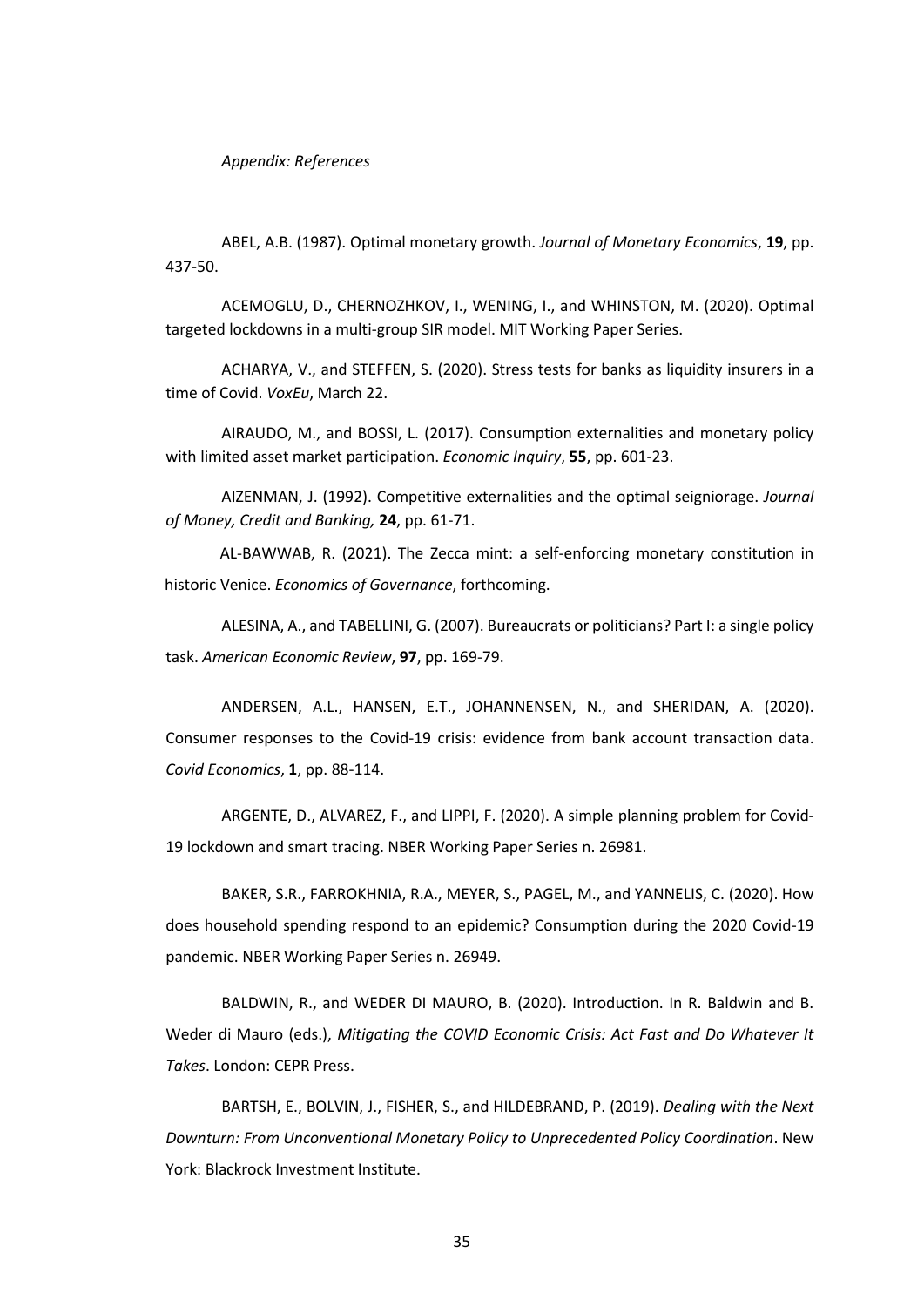*Appendix: References*

ABEL, A.B. (1987). Optimal monetary growth. *Journal of Monetary Economics*, **19**, pp. 437-50.

ACEMOGLU, D., CHERNOZHKOV, I., WENING, I., and WHINSTON, M. (2020). Optimal targeted lockdowns in a multi-group SIR model. MIT Working Paper Series.

ACHARYA, V., and STEFFEN, S. (2020). Stress tests for banks as liquidity insurers in a time of Covid. *VoxEu*, March 22.

AIRAUDO, M., and BOSSI, L. (2017). Consumption externalities and monetary policy with limited asset market participation. *Economic Inquiry*, **55**, pp. 601-23.

AIZENMAN, J. (1992). Competitive externalities and the optimal seigniorage. *Journal of Money, Credit and Banking,* **24**, pp. 61-71.

AL-BAWWAB, R. (2021). The Zecca mint: a self-enforcing monetary constitution in historic Venice. *Economics of Governance*, forthcoming.

ALESINA, A., and TABELLINI, G. (2007). Bureaucrats or politicians? Part I: a single policy task. *American Economic Review*, **97**, pp. 169-79.

ANDERSEN, A.L., HANSEN, E.T., JOHANNENSEN, N., and SHERIDAN, A. (2020). Consumer responses to the Covid-19 crisis: evidence from bank account transaction data. *Covid Economics*, **1**, pp. 88-114.

ARGENTE, D., ALVAREZ, F., and LIPPI, F. (2020). A simple planning problem for Covid-19 lockdown and smart tracing. NBER Working Paper Series n. 26981.

BAKER, S.R., FARROKHNIA, R.A., MEYER, S., PAGEL, M., and YANNELIS, C. (2020). How does household spending respond to an epidemic? Consumption during the 2020 Covid-19 pandemic. NBER Working Paper Series n. 26949.

BALDWIN, R., and WEDER DI MAURO, B. (2020). Introduction. In R. Baldwin and B. Weder di Mauro (eds.), *Mitigating the COVID Economic Crisis: Act Fast and Do Whatever It Takes*. London: CEPR Press.

BARTSH, E., BOLVIN, J., FISHER, S., and HILDEBRAND, P. (2019). *Dealing with the Next Downturn: From Unconventional Monetary Policy to Unprecedented Policy Coordination*. New York: Blackrock Investment Institute.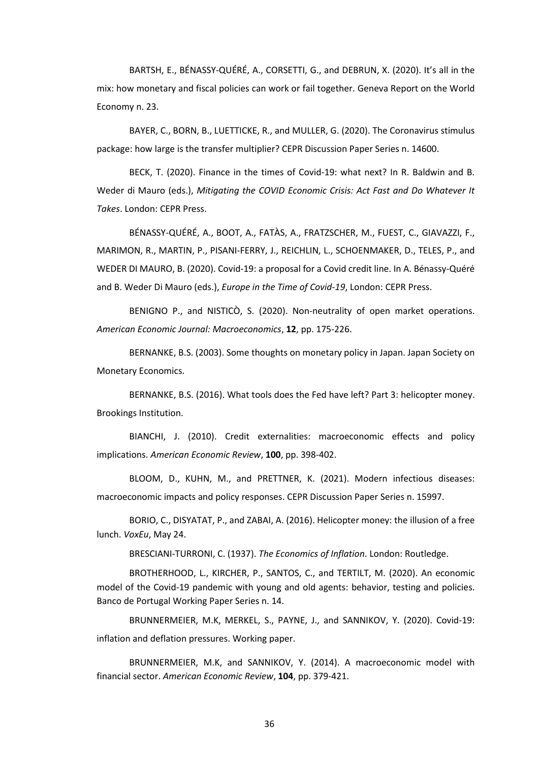BARTSH, E., BÉNASSY-QUÉRÉ, A., CORSETTI, G., and DEBRUN, X. (2020). It's all in the mix: how monetary and fiscal policies can work or fail together. Geneva Report on the World Economy n. 23.

BAYER, C., BORN, B., LUETTICKE, R., and MULLER, G. (2020). The Coronavirus stimulus package: how large is the transfer multiplier? CEPR Discussion Paper Series n. 14600.

BECK, T. (2020). Finance in the times of Covid-19: what next? In R. Baldwin and B. Weder di Mauro (eds.), *Mitigating the COVID Economic Crisis: Act Fast and Do Whatever It Takes*. London: CEPR Press.

BÉNASSY-QUÉRÉ, A., BOOT, A., FATÀS, A., FRATZSCHER, M., FUEST, C., GIAVAZZI, F., MARIMON, R., MARTIN, P., PISANI-FERRY, J., REICHLIN, L., SCHOENMAKER, D., TELES, P., and WEDER DI MAURO, B. (2020). Covid-19: a proposal for a Covid credit line. In A. Bénassy-Quéré and B. Weder Di Mauro (eds.), *Europe in the Time of Covid-19*, London: CEPR Press.

BENIGNO P., and NISTICÒ, S. (2020). Non-neutrality of open market operations. *American Economic Journal: Macroeconomics*, **12**, pp. 175-226.

BERNANKE, B.S. (2003). Some thoughts on monetary policy in Japan. Japan Society on Monetary Economics.

BERNANKE, B.S. (2016). What tools does the Fed have left? Part 3: helicopter money. Brookings Institution.

BIANCHI, J. (2010). Credit externalities: macroeconomic effects and policy implications. *American Economic Review*, **100**, pp. 398-402.

BLOOM, D., KUHN, M., and PRETTNER, K. (2021). Modern infectious diseases: macroeconomic impacts and policy responses. CEPR Discussion Paper Series n. 15997.

BORIO, C., DISYATAT, P., and ZABAI, A. (2016). Helicopter money: the illusion of a free lunch. *VoxEu*, May 24.

BRESCIANI-TURRONI, C. (1937). *The Economics of Inflation*. London: Routledge.

BROTHERHOOD, L., KIRCHER, P., SANTOS, C., and TERTILT, M. (2020). An economic model of the Covid-19 pandemic with young and old agents: behavior, testing and policies. Banco de Portugal Working Paper Series n. 14.

BRUNNERMEIER, M.K, MERKEL, S., PAYNE, J., and SANNIKOV, Y. (2020). Covid-19: inflation and deflation pressures. Working paper.

BRUNNERMEIER, M.K, and SANNIKOV, Y. (2014). A macroeconomic model with financial sector. *American Economic Review*, **104**, pp. 379-421.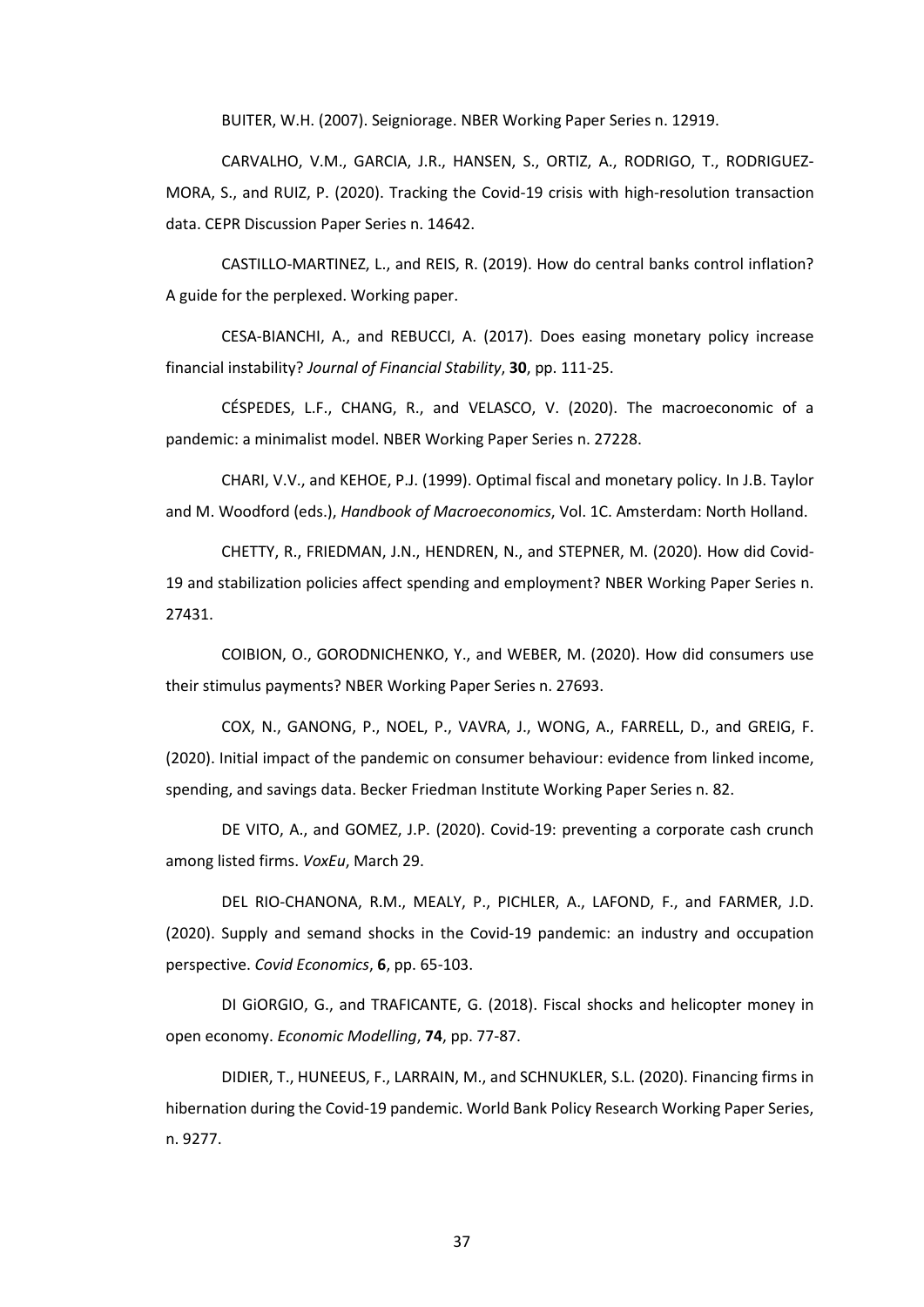BUITER, W.H. (2007). Seigniorage. NBER Working Paper Series n. 12919.

CARVALHO, V.M., GARCIA, J.R., HANSEN, S., ORTIZ, A., RODRIGO, T., RODRIGUEZ-MORA, S., and RUIZ, P. (2020). Tracking the Covid-19 crisis with high-resolution transaction data. CEPR Discussion Paper Series n. 14642.

CASTILLO-MARTINEZ, L., and REIS, R. (2019). How do central banks control inflation? A guide for the perplexed. Working paper.

CESA-BIANCHI, A., and REBUCCI, A. (2017). Does easing monetary policy increase financial instability? *Journal of Financial Stability*, **30**, pp. 111-25.

CÉSPEDES, L.F., CHANG, R., and VELASCO, V. (2020). The macroeconomic of a pandemic: a minimalist model. NBER Working Paper Series n. 27228.

CHARI, V.V., and KEHOE, P.J. (1999). Optimal fiscal and monetary policy. In J.B. Taylor and M. Woodford (eds.), *Handbook of Macroeconomics*, Vol. 1C. Amsterdam: North Holland.

CHETTY, R., FRIEDMAN, J.N., HENDREN, N., and STEPNER, M. (2020). How did Covid-19 and stabilization policies affect spending and employment? NBER Working Paper Series n. 27431.

COIBION, O., GORODNICHENKO, Y., and WEBER, M. (2020). How did consumers use their stimulus payments? NBER Working Paper Series n. 27693.

COX, N., GANONG, P., NOEL, P., VAVRA, J., WONG, A., FARRELL, D., and GREIG, F. (2020). Initial impact of the pandemic on consumer behaviour: evidence from linked income, spending, and savings data. Becker Friedman Institute Working Paper Series n. 82.

DE VITO, A., and GOMEZ, J.P. (2020). Covid-19: preventing a corporate cash crunch among listed firms. *VoxEu*, March 29.

DEL RIO-CHANONA, R.M., MEALY, P., PICHLER, A., LAFOND, F., and FARMER, J.D. (2020). Supply and semand shocks in the Covid-19 pandemic: an industry and occupation perspective. *Covid Economics*, **6**, pp. 65-103.

DI GiORGIO, G., and TRAFICANTE, G. (2018). Fiscal shocks and helicopter money in open economy. *Economic Modelling*, **74**, pp. 77-87.

DIDIER, T., HUNEEUS, F., LARRAIN, M., and SCHNUKLER, S.L. (2020). Financing firms in hibernation during the Covid-19 pandemic. World Bank Policy Research Working Paper Series, n. 9277.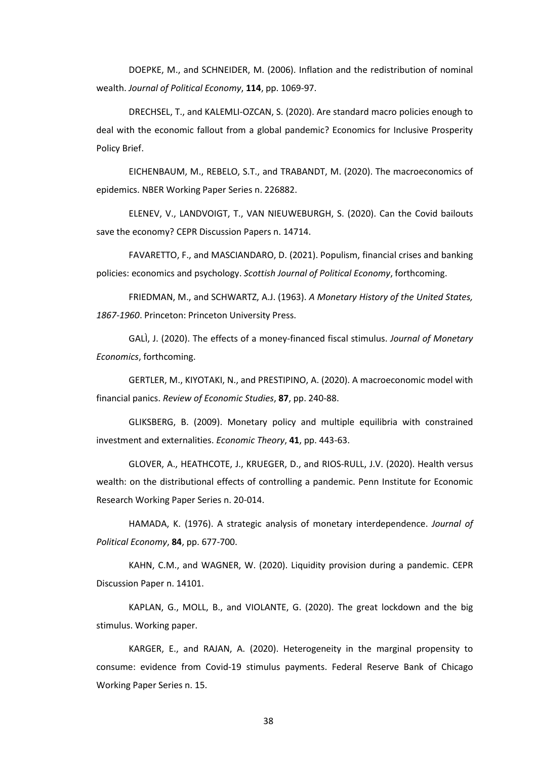DOEPKE, M., and SCHNEIDER, M. (2006). Inflation and the redistribution of nominal wealth. *Journal of Political Economy*, **114**, pp. 1069-97.

DRECHSEL, T., and KALEMLI-OZCAN, S. (2020). Are standard macro policies enough to deal with the economic fallout from a global pandemic? Economics for Inclusive Prosperity Policy Brief.

EICHENBAUM, M., REBELO, S.T., and TRABANDT, M. (2020). The macroeconomics of epidemics. NBER Working Paper Series n. 226882.

ELENEV, V., LANDVOIGT, T., VAN NIEUWEBURGH, S. (2020). Can the Covid bailouts save the economy? CEPR Discussion Papers n. 14714.

FAVARETTO, F., and MASCIANDARO, D. (2021). Populism, financial crises and banking policies: economics and psychology. *Scottish Journal of Political Economy*, forthcoming.

FRIEDMAN, M., and SCHWARTZ, A.J. (1963). *A Monetary History of the United States, 1867-1960*. Princeton: Princeton University Press.

GALÌ, J. (2020). The effects of a money-financed fiscal stimulus. *Journal of Monetary Economics*, forthcoming.

GERTLER, M., KIYOTAKI, N., and PRESTIPINO, A. (2020). A macroeconomic model with financial panics. *Review of Economic Studies*, **87**, pp. 240-88.

GLIKSBERG, B. (2009). Monetary policy and multiple equilibria with constrained investment and externalities. *Economic Theory*, **41**, pp. 443-63.

GLOVER, A., HEATHCOTE, J., KRUEGER, D., and RIOS-RULL, J.V. (2020). Health versus wealth: on the distributional effects of controlling a pandemic. Penn Institute for Economic Research Working Paper Series n. 20-014.

HAMADA, K. (1976). A strategic analysis of monetary interdependence. *Journal of Political Economy*, **84**, pp. 677-700.

KAHN, C.M., and WAGNER, W. (2020). Liquidity provision during a pandemic. CEPR Discussion Paper n. 14101.

KAPLAN, G., MOLL, B., and VIOLANTE, G. (2020). The great lockdown and the big stimulus. Working paper.

KARGER, E., and RAJAN, A. (2020). Heterogeneity in the marginal propensity to consume: evidence from Covid-19 stimulus payments. Federal Reserve Bank of Chicago Working Paper Series n. 15.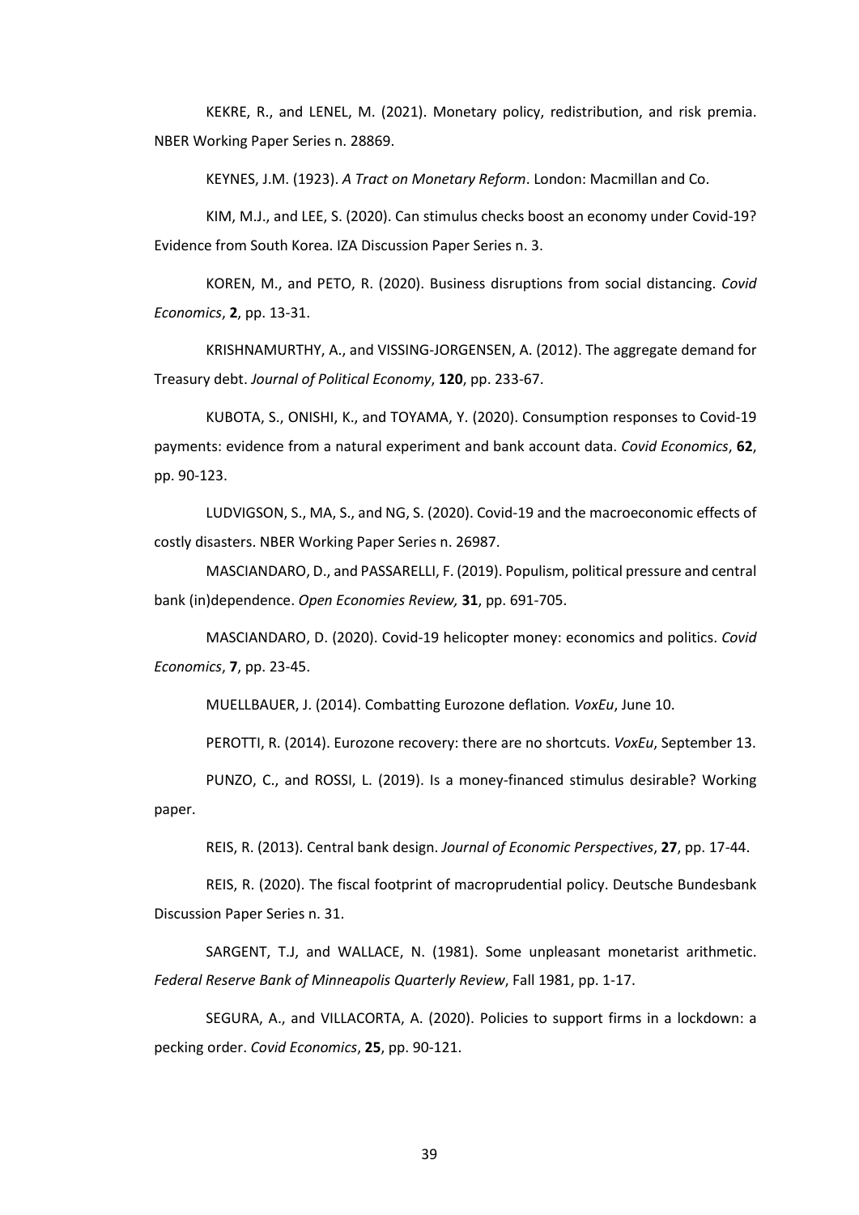KEKRE, R., and LENEL, M. (2021). Monetary policy, redistribution, and risk premia. NBER Working Paper Series n. 28869.

KEYNES, J.M. (1923). *A Tract on Monetary Reform*. London: Macmillan and Co.

KIM, M.J., and LEE, S. (2020). Can stimulus checks boost an economy under Covid-19? Evidence from South Korea. IZA Discussion Paper Series n. 3.

KOREN, M., and PETO, R. (2020). Business disruptions from social distancing. *Covid Economics*, **2**, pp. 13-31.

KRISHNAMURTHY, A., and VISSING-JORGENSEN, A. (2012). The aggregate demand for Treasury debt. *Journal of Political Economy*, **120**, pp. 233-67.

KUBOTA, S., ONISHI, K., and TOYAMA, Y. (2020). Consumption responses to Covid-19 payments: evidence from a natural experiment and bank account data. *Covid Economics*, **62**, pp. 90-123.

LUDVIGSON, S., MA, S., and NG, S. (2020). Covid-19 and the macroeconomic effects of costly disasters. NBER Working Paper Series n. 26987.

MASCIANDARO, D., and PASSARELLI, F. (2019). Populism, political pressure and central bank (in)dependence. *Open Economies Review,* **31**, pp. 691-705.

MASCIANDARO, D. (2020). Covid-19 helicopter money: economics and politics. *Covid Economics*, **7**, pp. 23-45.

MUELLBAUER, J. (2014). Combatting Eurozone deflation*. VoxEu*, June 10.

PEROTTI, R. (2014). Eurozone recovery: there are no shortcuts. *VoxEu*, September 13.

PUNZO, C., and ROSSI, L. (2019). Is a money-financed stimulus desirable? Working paper.

REIS, R. (2013). Central bank design. *Journal of Economic Perspectives*, **27**, pp. 17-44.

REIS, R. (2020). The fiscal footprint of macroprudential policy. Deutsche Bundesbank Discussion Paper Series n. 31.

SARGENT, T.J, and WALLACE, N. (1981). Some unpleasant monetarist arithmetic. *Federal Reserve Bank of Minneapolis Quarterly Review*, Fall 1981, pp. 1-17.

SEGURA, A., and VILLACORTA, A. (2020). Policies to support firms in a lockdown: a pecking order. *Covid Economics*, **25**, pp. 90-121.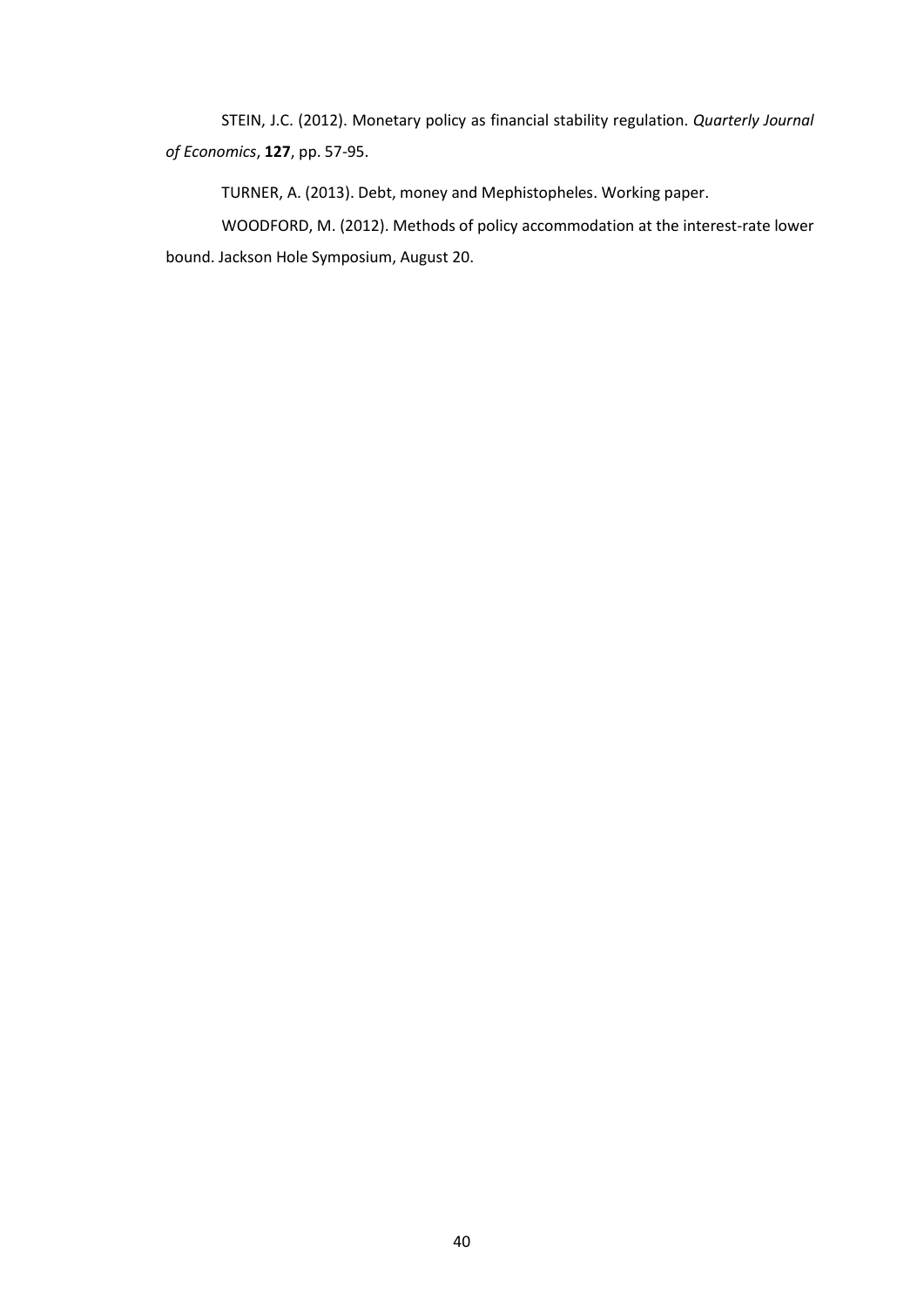STEIN, J.C. (2012). Monetary policy as financial stability regulation. *Quarterly Journal of Economics*, **127**, pp. 57-95.

TURNER, A. (2013). Debt, money and Mephistopheles. Working paper.

WOODFORD, M. (2012). Methods of policy accommodation at the interest-rate lower bound. Jackson Hole Symposium, August 20.